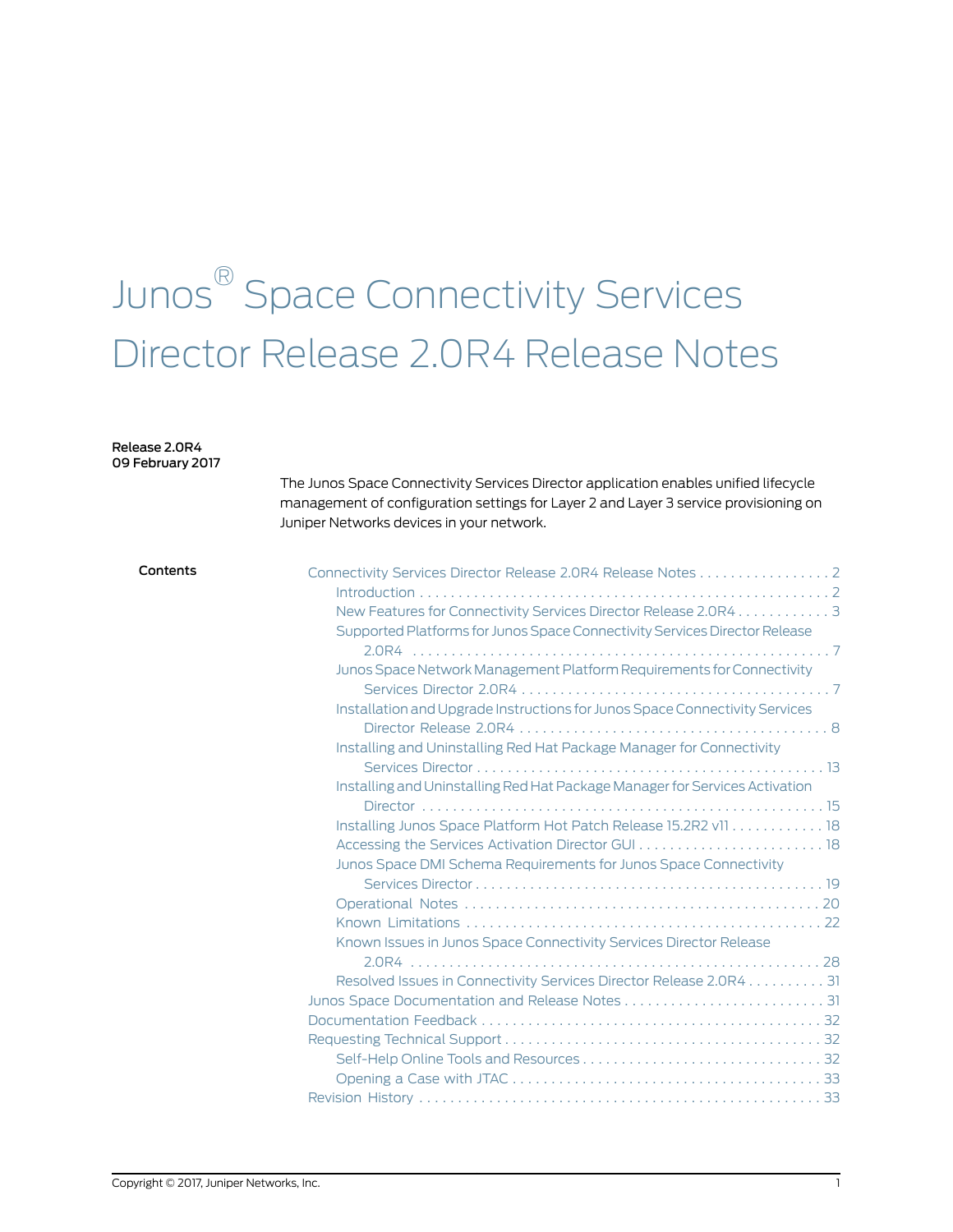# Junos® Space Connectivity Services Director Release 2.0R4 Release Notes

**Release 2.0R4**
**09 February 2017**

The Junos Space Connectivity Services Director application enables unified lifecycle management of configuration settings for Layer 2 and Layer 3 service provisioning on Juniper Networks devices in your network.

**Contents**

- Connectivity Services Director Release 2.0R4 Release Notes . . . . . . . . . . . . . . . . . 2
  - Introduction . . . . . . . . . . . . . . . . . . . . . . . . . . . . . . . . . . . . . . . . . . . . . . . . . . . . . 2
  - New Features for Connectivity Services Director Release 2.0R4 . . . . . . . . . . . . 3
  - Supported Platforms for Junos Space Connectivity Services Director Release 2.0R4 . . . . . . . . . . . . . . . . . . . . . . . . . . . . . . . . . . . . . . . . . . . . . . . . . . . . . 7
  - Junos Space Network Management Platform Requirements for Connectivity Services Director 2.0R4 . . . . . . . . . . . . . . . . . . . . . . . . . . . . . . . . . . . . . . . . 7
  - Installation and Upgrade Instructions for Junos Space Connectivity Services Director Release 2.0R4 . . . . . . . . . . . . . . . . . . . . . . . . . . . . . . . . . . . . . . . . 8
  - Installing and Uninstalling Red Hat Package Manager for Connectivity Services Director . . . . . . . . . . . . . . . . . . . . . . . . . . . . . . . . . . . . . . . . . . . . . 13
  - Installing and Uninstalling Red Hat Package Manager for Services Activation Director . . . . . . . . . . . . . . . . . . . . . . . . . . . . . . . . . . . . . . . . . . . . . . . . . . . . 15
  - Installing Junos Space Platform Hot Patch Release 15.2R2 v11 . . . . . . . . . . . . 18
  - Accessing the Services Activation Director GUI . . . . . . . . . . . . . . . . . . . . . . . . 18
  - Junos Space DMI Schema Requirements for Junos Space Connectivity Services Director . . . . . . . . . . . . . . . . . . . . . . . . . . . . . . . . . . . . . . . . . . . . . 19
  - Operational Notes . . . . . . . . . . . . . . . . . . . . . . . . . . . . . . . . . . . . . . . . . . . . . . 20
  - Known Limitations . . . . . . . . . . . . . . . . . . . . . . . . . . . . . . . . . . . . . . . . . . . . . 22
  - Known Issues in Junos Space Connectivity Services Director Release 2.0R4 . . . . . . . . . . . . . . . . . . . . . . . . . . . . . . . . . . . . . . . . . . . . . . . . . . . . . 28
  - Resolved Issues in Connectivity Services Director Release 2.0R4 . . . . . . . . . . 31
- Junos Space Documentation and Release Notes . . . . . . . . . . . . . . . . . . . . . . . . . . 31
- Documentation Feedback . . . . . . . . . . . . . . . . . . . . . . . . . . . . . . . . . . . . . . . . . . 32
- Requesting Technical Support . . . . . . . . . . . . . . . . . . . . . . . . . . . . . . . . . . . . . . . . 32
  - Self-Help Online Tools and Resources . . . . . . . . . . . . . . . . . . . . . . . . . . . . . . . 32
  - Opening a Case with JTAC . . . . . . . . . . . . . . . . . . . . . . . . . . . . . . . . . . . . . . . 33
- Revision History . . . . . . . . . . . . . . . . . . . . . . . . . . . . . . . . . . . . . . . . . . . . . . . . . . . 33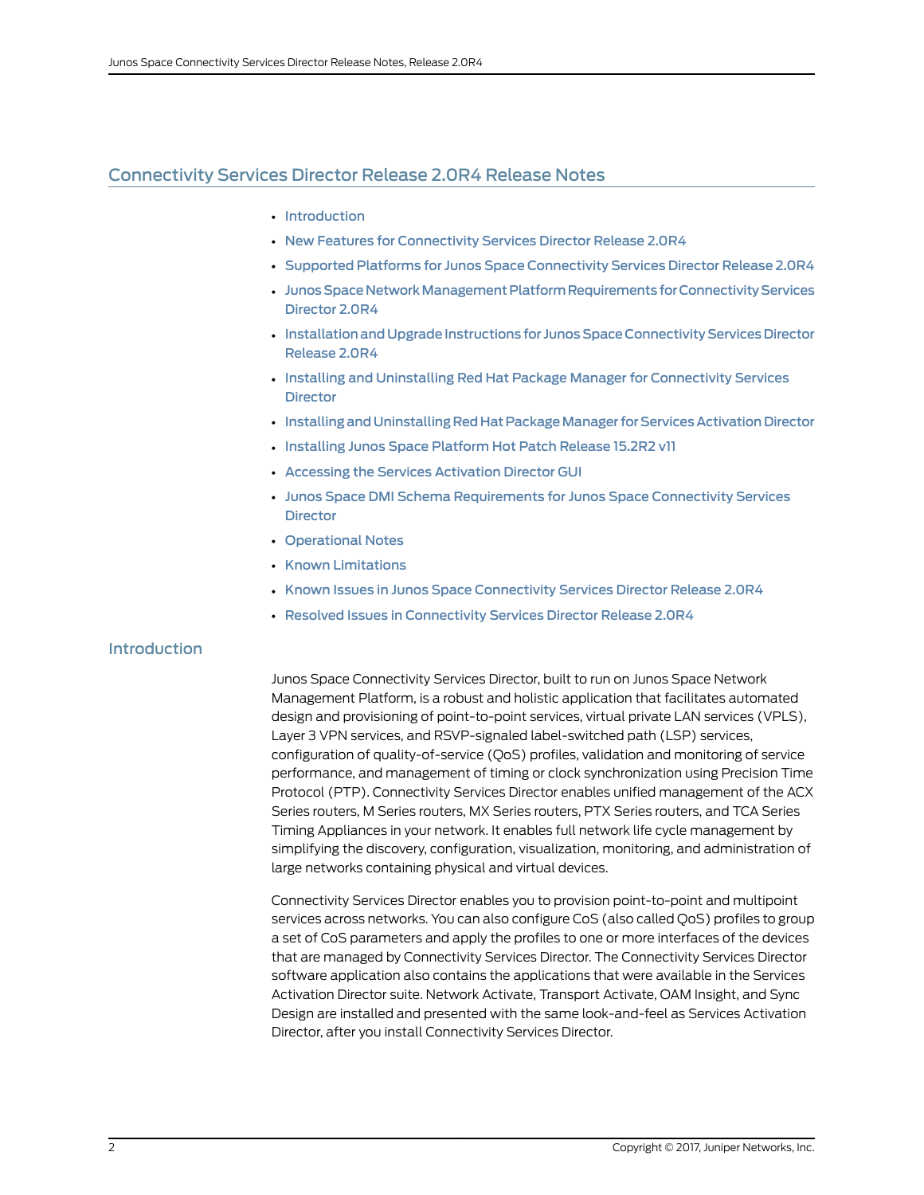# Connectivity Services Director Release 2.0R4 Release Notes

- Introduction
- New Features for Connectivity Services Director Release 2.0R4
- Supported Platforms for Junos Space Connectivity Services Director Release 2.0R4
- Junos Space Network Management Platform Requirements for Connectivity Services Director 2.0R4
- Installation and Upgrade Instructions for Junos Space Connectivity Services Director Release 2.0R4
- Installing and Uninstalling Red Hat Package Manager for Connectivity Services Director
- Installing and Uninstalling Red Hat Package Manager for Services Activation Director
- Installing Junos Space Platform Hot Patch Release 15.2R2 v11
- Accessing the Services Activation Director GUI
- Junos Space DMI Schema Requirements for Junos Space Connectivity Services Director
- Operational Notes
- Known Limitations
- Known Issues in Junos Space Connectivity Services Director Release 2.0R4
- Resolved Issues in Connectivity Services Director Release 2.0R4

## Introduction

Junos Space Connectivity Services Director, built to run on Junos Space Network Management Platform, is a robust and holistic application that facilitates automated design and provisioning of point-to-point services, virtual private LAN services (VPLS), Layer 3 VPN services, and RSVP-signaled label-switched path (LSP) services, configuration of quality-of-service (QoS) profiles, validation and monitoring of service performance, and management of timing or clock synchronization using Precision Time Protocol (PTP). Connectivity Services Director enables unified management of the ACX Series routers, M Series routers, MX Series routers, PTX Series routers, and TCA Series Timing Appliances in your network. It enables full network life cycle management by simplifying the discovery, configuration, visualization, monitoring, and administration of large networks containing physical and virtual devices.

Connectivity Services Director enables you to provision point-to-point and multipoint services across networks. You can also configure CoS (also called QoS) profiles to group a set of CoS parameters and apply the profiles to one or more interfaces of the devices that are managed by Connectivity Services Director. The Connectivity Services Director software application also contains the applications that were available in the Services Activation Director suite. Network Activate, Transport Activate, OAM Insight, and Sync Design are installed and presented with the same look-and-feel as Services Activation Director, after you install Connectivity Services Director.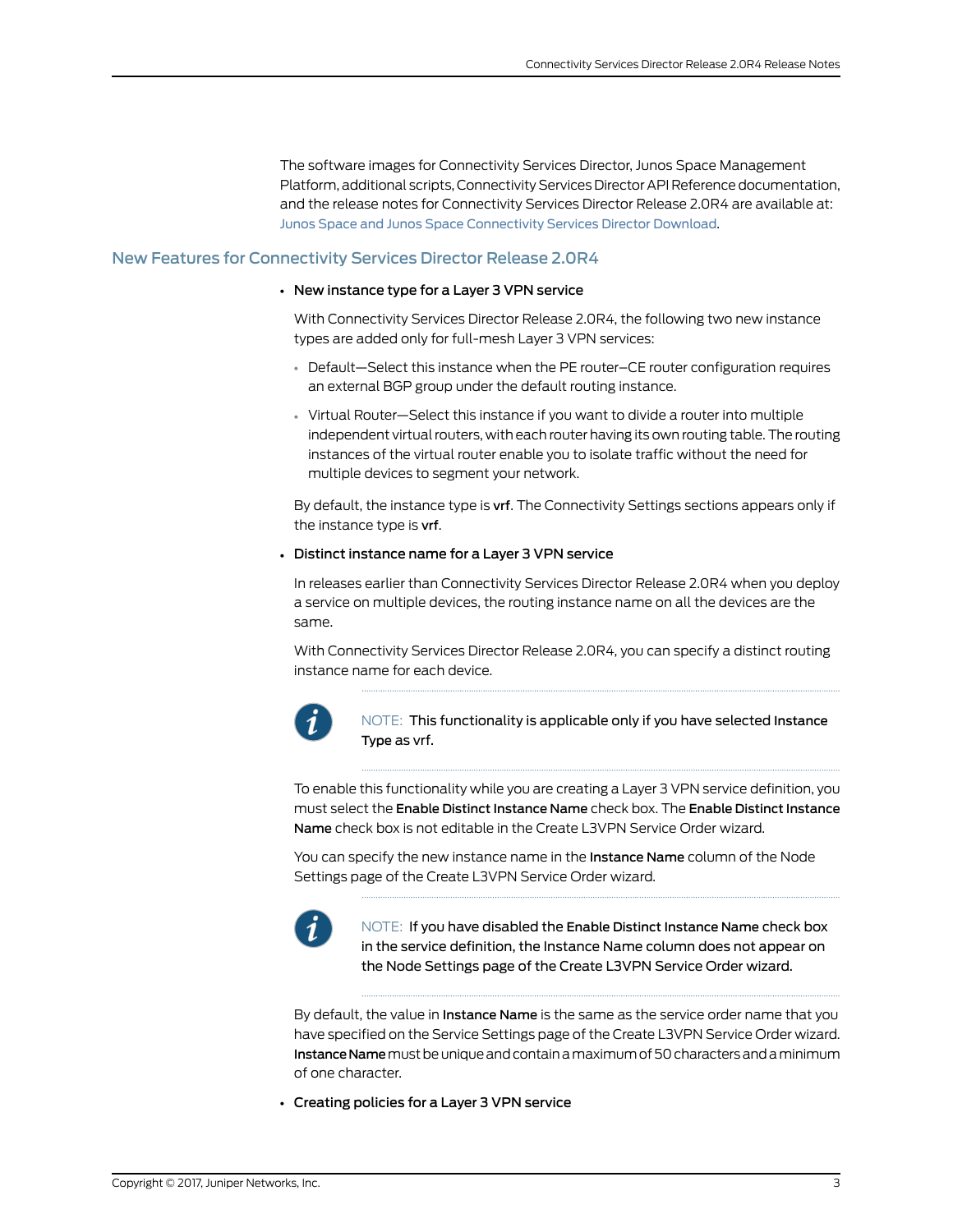The software images for Connectivity Services Director, Junos Space Management Platform, additional scripts, Connectivity Services Director API Reference documentation, and the release notes for Connectivity Services Director Release 2.0R4 are available at: Junos Space and Junos Space Connectivity Services Director Download.

## New Features for Connectivity Services Director Release 2.0R4

- **New instance type for a Layer 3 VPN service**

  With Connectivity Services Director Release 2.0R4, the following two new instance types are added only for full-mesh Layer 3 VPN services:

  - Default—Select this instance when the PE router–CE router configuration requires an external BGP group under the default routing instance.
  - Virtual Router—Select this instance if you want to divide a router into multiple independent virtual routers, with each router having its own routing table. The routing instances of the virtual router enable you to isolate traffic without the need for multiple devices to segment your network.

  By default, the instance type is **vrf**. The Connectivity Settings sections appears only if the instance type is **vrf**.

- **Distinct instance name for a Layer 3 VPN service**

  In releases earlier than Connectivity Services Director Release 2.0R4 when you deploy a service on multiple devices, the routing instance name on all the devices are the same.

  With Connectivity Services Director Release 2.0R4, you can specify a distinct routing instance name for each device.

  > NOTE: This functionality is applicable only if you have selected **Instance Type** as **vrf**.

  To enable this functionality while you are creating a Layer 3 VPN service definition, you must select the **Enable Distinct Instance Name** check box. The **Enable Distinct Instance Name** check box is not editable in the Create L3VPN Service Order wizard.

  You can specify the new instance name in the **Instance Name** column of the Node Settings page of the Create L3VPN Service Order wizard.

  > NOTE: If you have disabled the **Enable Distinct Instance Name** check box in the service definition, the Instance Name column does not appear on the Node Settings page of the Create L3VPN Service Order wizard.

  By default, the value in **Instance Name** is the same as the service order name that you have specified on the Service Settings page of the Create L3VPN Service Order wizard. **Instance Name** must be unique and contain a maximum of 50 characters and a minimum of one character.

- **Creating policies for a Layer 3 VPN service**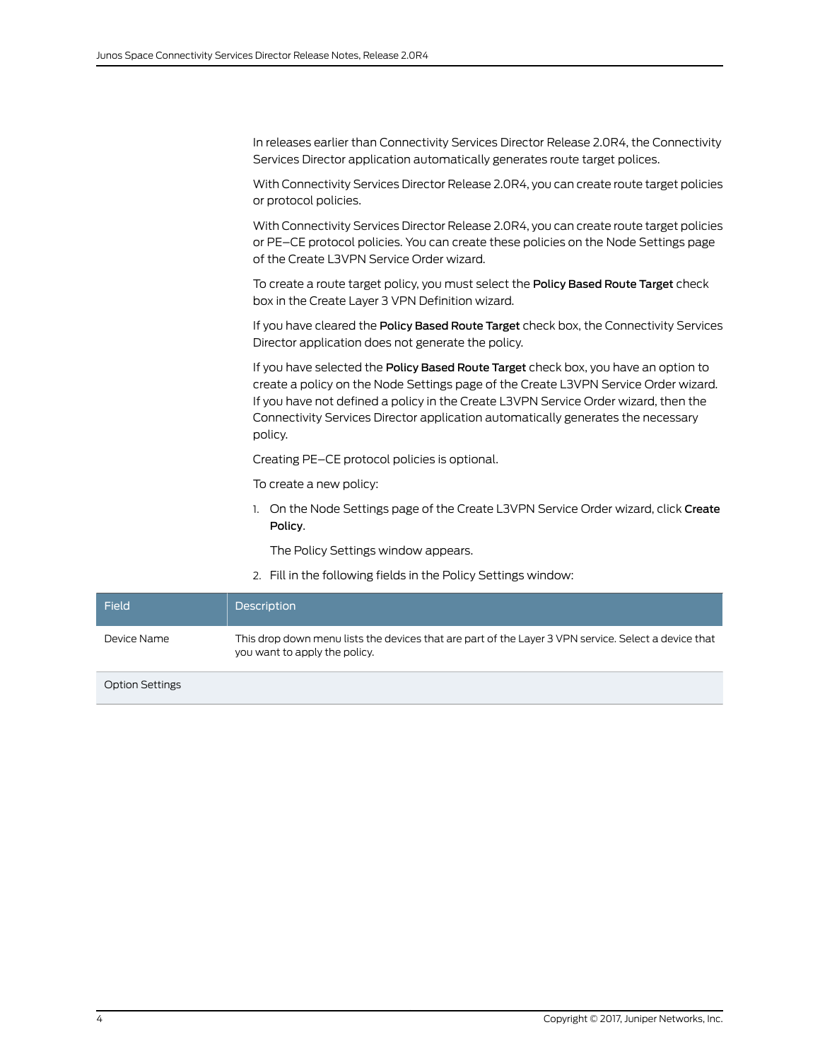In releases earlier than Connectivity Services Director Release 2.0R4, the Connectivity Services Director application automatically generates route target polices.

With Connectivity Services Director Release 2.0R4, you can create route target policies or protocol policies.

With Connectivity Services Director Release 2.0R4, you can create route target policies or PE–CE protocol policies. You can create these policies on the Node Settings page of the Create L3VPN Service Order wizard.

To create a route target policy, you must select the **Policy Based Route Target** check box in the Create Layer 3 VPN Definition wizard.

If you have cleared the **Policy Based Route Target** check box, the Connectivity Services Director application does not generate the policy.

If you have selected the **Policy Based Route Target** check box, you have an option to create a policy on the Node Settings page of the Create L3VPN Service Order wizard. If you have not defined a policy in the Create L3VPN Service Order wizard, then the Connectivity Services Director application automatically generates the necessary policy.

Creating PE–CE protocol policies is optional.

To create a new policy:

1. On the Node Settings page of the Create L3VPN Service Order wizard, click **Create Policy**.

   The Policy Settings window appears.

2. Fill in the following fields in the Policy Settings window:

| Field | Description |
| --- | --- |
| Device Name | This drop down menu lists the devices that are part of the Layer 3 VPN service. Select a device that you want to apply the policy. |
| Option Settings | |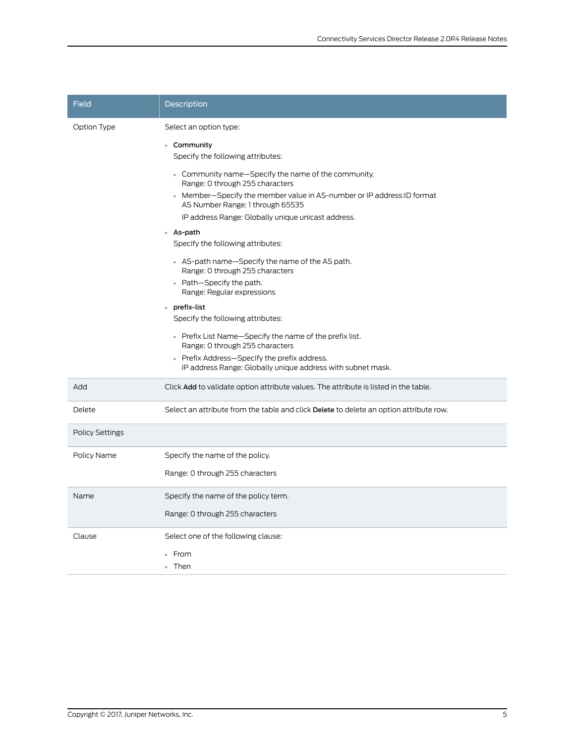| Field | Description |
| --- | --- |
| Option Type | Select an option type:<br><br>• **Community**<br>Specify the following attributes:<br>  • Community name—Specify the name of the community.<br>  Range: 0 through 255 characters<br>  • Member—Specify the member value in AS-number or IP address:ID format<br>  AS Number Range: 1 through 65535<br>  IP address Range: Globally unique unicast address.<br><br>• **As-path**<br>Specify the following attributes:<br>  • AS-path name—Specify the name of the AS path.<br>  Range: 0 through 255 characters<br>  • Path—Specify the path.<br>  Range: Regular expressions<br><br>• **prefix-list**<br>Specify the following attributes:<br>  • Prefix List Name—Specify the name of the prefix list.<br>  Range: 0 through 255 characters<br>  • Prefix Address—Specify the prefix address.<br>  IP address Range: Globally unique address with subnet mask. |
| Add | Click **Add** to validate option attribute values. The attribute is listed in the table. |
| Delete | Select an attribute from the table and click **Delete** to delete an option attribute row. |
| Policy Settings | |
| Policy Name | Specify the name of the policy.<br><br>Range: 0 through 255 characters |
| Name | Specify the name of the policy term.<br><br>Range: 0 through 255 characters |
| Clause | Select one of the following clause:<br><br>• From<br>• Then |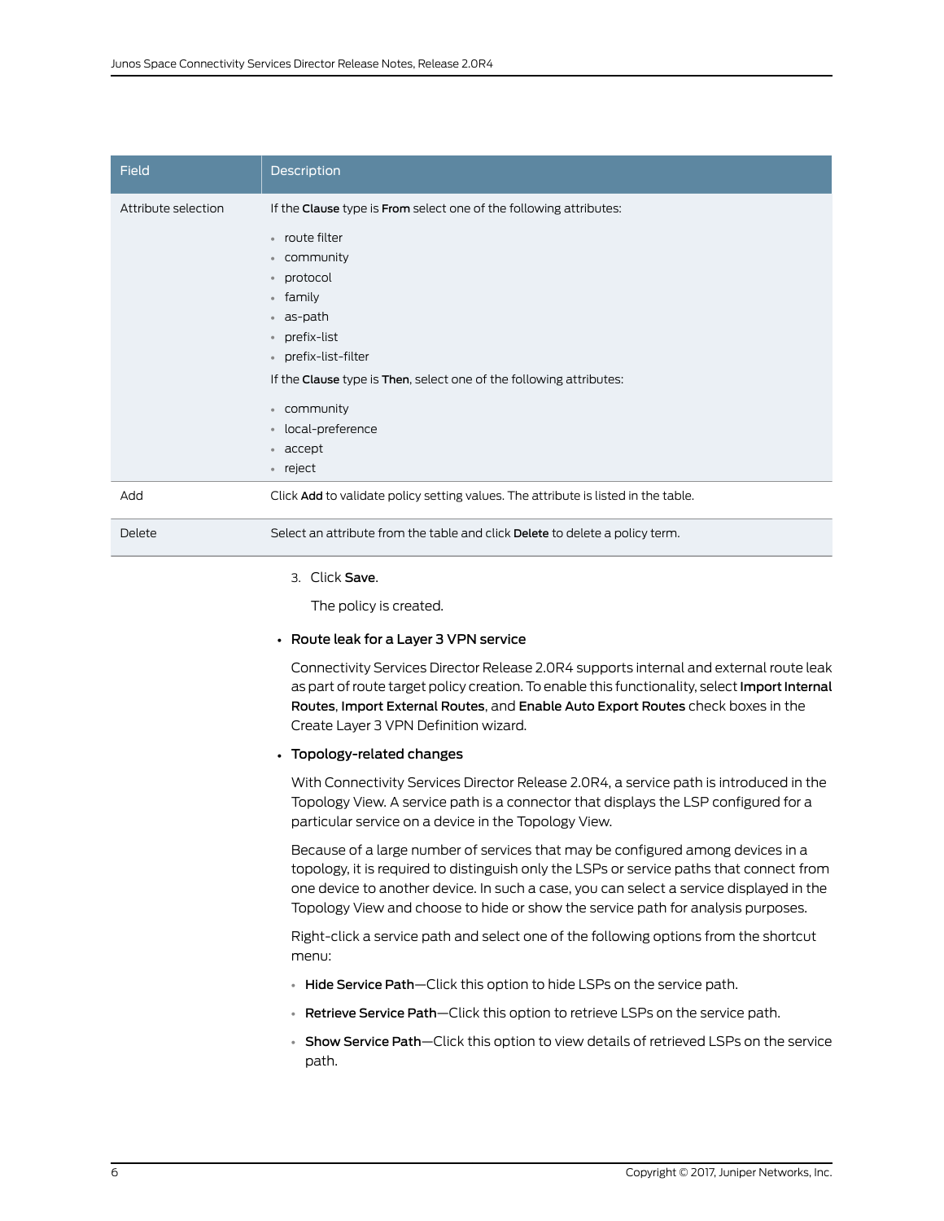| Field | Description |
| --- | --- |
| Attribute selection | If the **Clause** type is **From** select one of the following attributes:<br><br>• route filter<br>• community<br>• protocol<br>• family<br>• as-path<br>• prefix-list<br>• prefix-list-filter<br><br>If the **Clause** type is **Then**, select one of the following attributes:<br><br>• community<br>• local-preference<br>• accept<br>• reject |
| Add | Click **Add** to validate policy setting values. The attribute is listed in the table. |
| Delete | Select an attribute from the table and click **Delete** to delete a policy term. |

3. Click **Save**.

   The policy is created.

- **Route leak for a Layer 3 VPN service**

  Connectivity Services Director Release 2.0R4 supports internal and external route leak as part of route target policy creation. To enable this functionality, select **Import Internal Routes**, **Import External Routes**, and **Enable Auto Export Routes** check boxes in the Create Layer 3 VPN Definition wizard.

- **Topology-related changes**

  With Connectivity Services Director Release 2.0R4, a service path is introduced in the Topology View. A service path is a connector that displays the LSP configured for a particular service on a device in the Topology View.

  Because of a large number of services that may be configured among devices in a topology, it is required to distinguish only the LSPs or service paths that connect from one device to another device. In such a case, you can select a service displayed in the Topology View and choose to hide or show the service path for analysis purposes.

  Right-click a service path and select one of the following options from the shortcut menu:

  - **Hide Service Path**—Click this option to hide LSPs on the service path.
  - **Retrieve Service Path**—Click this option to retrieve LSPs on the service path.
  - **Show Service Path**—Click this option to view details of retrieved LSPs on the service path.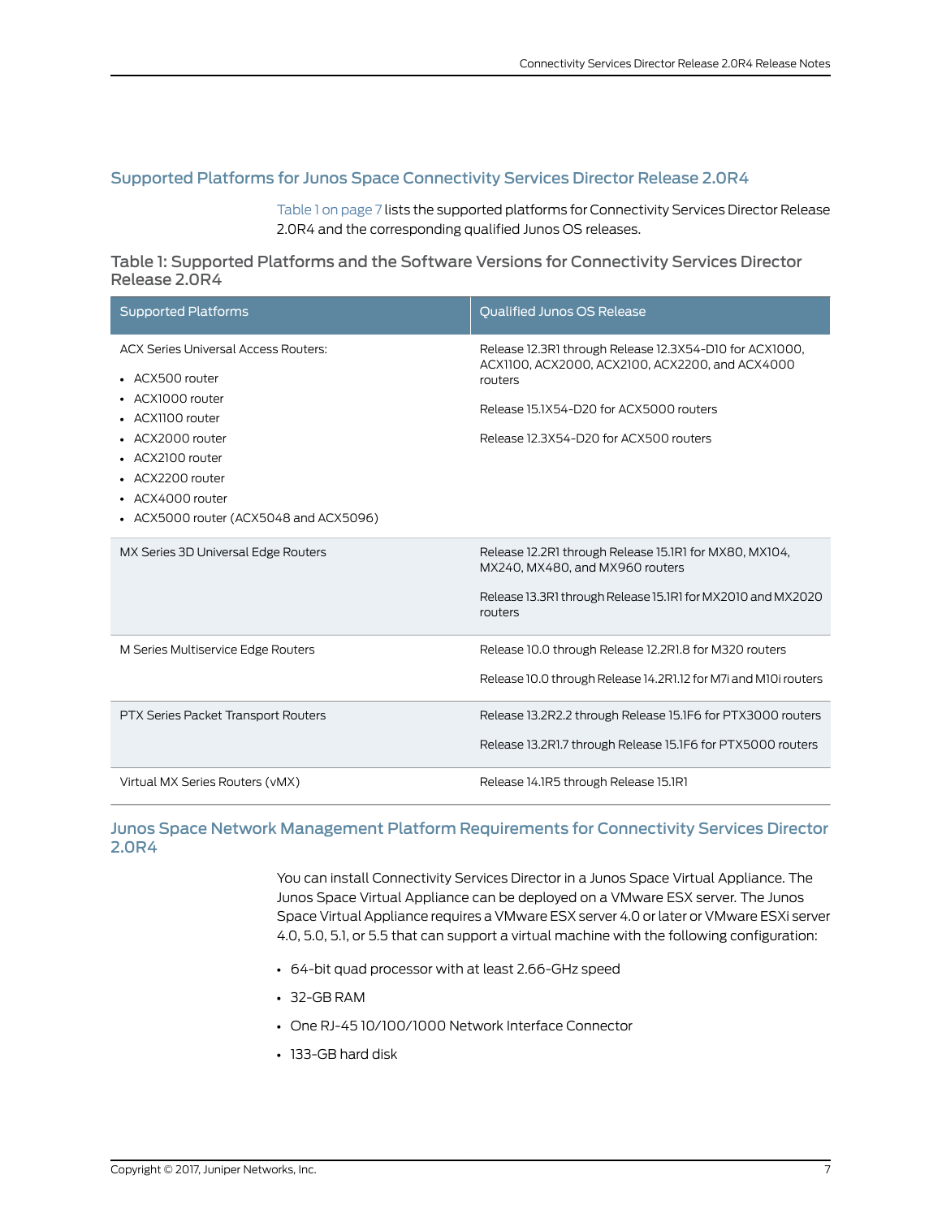## Supported Platforms for Junos Space Connectivity Services Director Release 2.0R4

Table 1 on page 7 lists the supported platforms for Connectivity Services Director Release 2.0R4 and the corresponding qualified Junos OS releases.

### Table 1: Supported Platforms and the Software Versions for Connectivity Services Director Release 2.0R4

| Supported Platforms | Qualified Junos OS Release |
|---|---|
| ACX Series Universal Access Routers:<br>• ACX500 router<br>• ACX1000 router<br>• ACX1100 router<br>• ACX2000 router<br>• ACX2100 router<br>• ACX2200 router<br>• ACX4000 router<br>• ACX5000 router (ACX5048 and ACX5096) | Release 12.3R1 through Release 12.3X54-D10 for ACX1000, ACX1100, ACX2000, ACX2100, ACX2200, and ACX4000 routers<br><br>Release 15.1X54-D20 for ACX5000 routers<br><br>Release 12.3X54-D20 for ACX500 routers |
| MX Series 3D Universal Edge Routers | Release 12.2R1 through Release 15.1R1 for MX80, MX104, MX240, MX480, and MX960 routers<br><br>Release 13.3R1 through Release 15.1R1 for MX2010 and MX2020 routers |
| M Series Multiservice Edge Routers | Release 10.0 through Release 12.2R1.8 for M320 routers<br><br>Release 10.0 through Release 14.2R1.12 for M7i and M10i routers |
| PTX Series Packet Transport Routers | Release 13.2R2.2 through Release 15.1F6 for PTX3000 routers<br><br>Release 13.2R1.7 through Release 15.1F6 for PTX5000 routers |
| Virtual MX Series Routers (vMX) | Release 14.1R5 through Release 15.1R1 |

## Junos Space Network Management Platform Requirements for Connectivity Services Director 2.0R4

You can install Connectivity Services Director in a Junos Space Virtual Appliance. The Junos Space Virtual Appliance can be deployed on a VMware ESX server. The Junos Space Virtual Appliance requires a VMware ESX server 4.0 or later or VMware ESXi server 4.0, 5.0, 5.1, or 5.5 that can support a virtual machine with the following configuration:

- 64-bit quad processor with at least 2.66-GHz speed
- 32-GB RAM
- One RJ-45 10/100/1000 Network Interface Connector
- 133-GB hard disk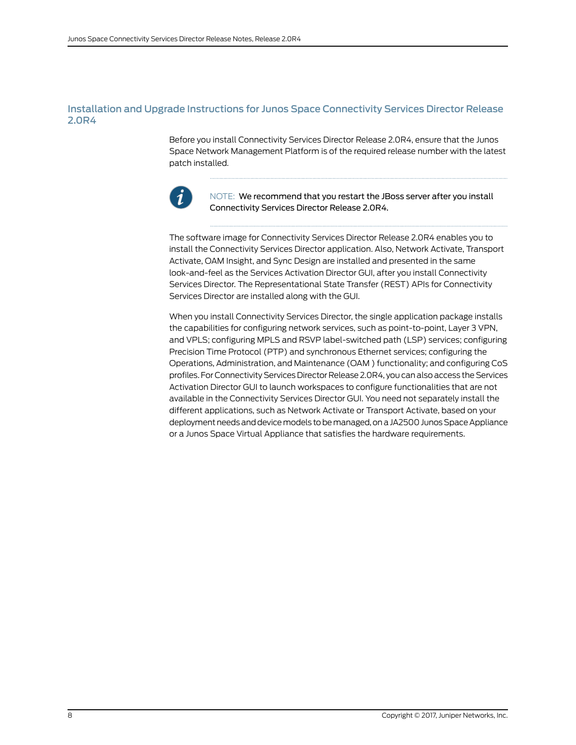## Installation and Upgrade Instructions for Junos Space Connectivity Services Director Release 2.0R4

Before you install Connectivity Services Director Release 2.0R4, ensure that the Junos Space Network Management Platform is of the required release number with the latest patch installed.

> NOTE: We recommend that you restart the JBoss server after you install Connectivity Services Director Release 2.0R4.

The software image for Connectivity Services Director Release 2.0R4 enables you to install the Connectivity Services Director application. Also, Network Activate, Transport Activate, OAM Insight, and Sync Design are installed and presented in the same look-and-feel as the Services Activation Director GUI, after you install Connectivity Services Director. The Representational State Transfer (REST) APIs for Connectivity Services Director are installed along with the GUI.

When you install Connectivity Services Director, the single application package installs the capabilities for configuring network services, such as point-to-point, Layer 3 VPN, and VPLS; configuring MPLS and RSVP label-switched path (LSP) services; configuring Precision Time Protocol (PTP) and synchronous Ethernet services; configuring the Operations, Administration, and Maintenance (OAM ) functionality; and configuring CoS profiles. For Connectivity Services Director Release 2.0R4, you can also access the Services Activation Director GUI to launch workspaces to configure functionalities that are not available in the Connectivity Services Director GUI. You need not separately install the different applications, such as Network Activate or Transport Activate, based on your deployment needs and device models to be managed, on a JA2500 Junos Space Appliance or a Junos Space Virtual Appliance that satisfies the hardware requirements.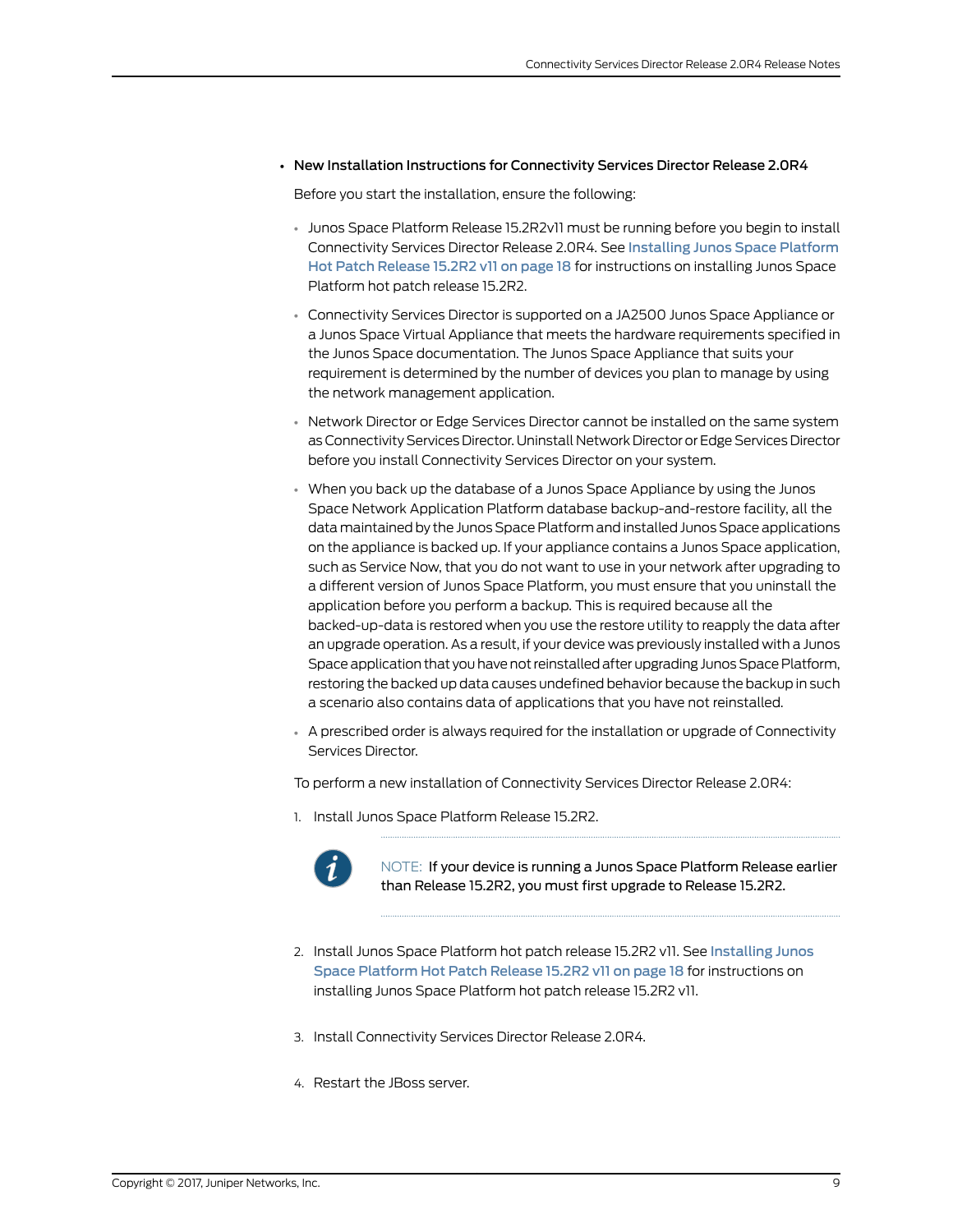- New Installation Instructions for Connectivity Services Director Release 2.0R4

  Before you start the installation, ensure the following:

  - Junos Space Platform Release 15.2R2v11 must be running before you begin to install Connectivity Services Director Release 2.0R4. See Installing Junos Space Platform Hot Patch Release 15.2R2 v11 on page 18 for instructions on installing Junos Space Platform hot patch release 15.2R2.
  - Connectivity Services Director is supported on a JA2500 Junos Space Appliance or a Junos Space Virtual Appliance that meets the hardware requirements specified in the Junos Space documentation. The Junos Space Appliance that suits your requirement is determined by the number of devices you plan to manage by using the network management application.
  - Network Director or Edge Services Director cannot be installed on the same system as Connectivity Services Director. Uninstall Network Director or Edge Services Director before you install Connectivity Services Director on your system.
  - When you back up the database of a Junos Space Appliance by using the Junos Space Network Application Platform database backup-and-restore facility, all the data maintained by the Junos Space Platform and installed Junos Space applications on the appliance is backed up. If your appliance contains a Junos Space application, such as Service Now, that you do not want to use in your network after upgrading to a different version of Junos Space Platform, you must ensure that you uninstall the application before you perform a backup. This is required because all the backed-up-data is restored when you use the restore utility to reapply the data after an upgrade operation. As a result, if your device was previously installed with a Junos Space application that you have not reinstalled after upgrading Junos Space Platform, restoring the backed up data causes undefined behavior because the backup in such a scenario also contains data of applications that you have not reinstalled.
  - A prescribed order is always required for the installation or upgrade of Connectivity Services Director.

  To perform a new installation of Connectivity Services Director Release 2.0R4:

  1. Install Junos Space Platform Release 15.2R2.

     NOTE: If your device is running a Junos Space Platform Release earlier than Release 15.2R2, you must first upgrade to Release 15.2R2.

  2. Install Junos Space Platform hot patch release 15.2R2 v11. See Installing Junos Space Platform Hot Patch Release 15.2R2 v11 on page 18 for instructions on installing Junos Space Platform hot patch release 15.2R2 v11.
  3. Install Connectivity Services Director Release 2.0R4.
  4. Restart the JBoss server.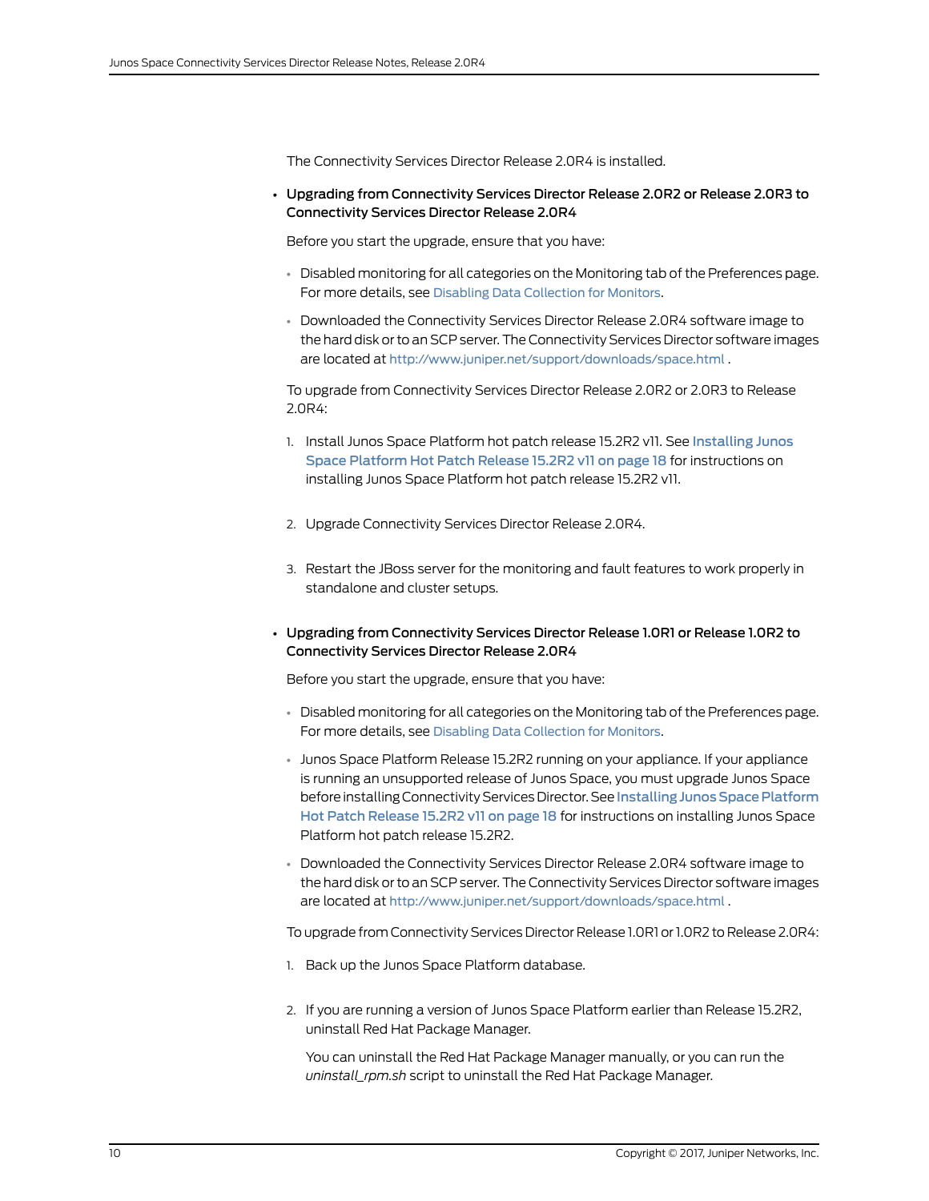The Connectivity Services Director Release 2.0R4 is installed.

- **Upgrading from Connectivity Services Director Release 2.0R2 or Release 2.0R3 to Connectivity Services Director Release 2.0R4**

  Before you start the upgrade, ensure that you have:

  - Disabled monitoring for all categories on the Monitoring tab of the Preferences page. For more details, see Disabling Data Collection for Monitors.
  - Downloaded the Connectivity Services Director Release 2.0R4 software image to the hard disk or to an SCP server. The Connectivity Services Director software images are located at http://www.juniper.net/support/downloads/space.html .

  To upgrade from Connectivity Services Director Release 2.0R2 or 2.0R3 to Release 2.0R4:

  1. Install Junos Space Platform hot patch release 15.2R2 v11. See Installing Junos Space Platform Hot Patch Release 15.2R2 v11 on page 18 for instructions on installing Junos Space Platform hot patch release 15.2R2 v11.
  2. Upgrade Connectivity Services Director Release 2.0R4.
  3. Restart the JBoss server for the monitoring and fault features to work properly in standalone and cluster setups.

- **Upgrading from Connectivity Services Director Release 1.0R1 or Release 1.0R2 to Connectivity Services Director Release 2.0R4**

  Before you start the upgrade, ensure that you have:

  - Disabled monitoring for all categories on the Monitoring tab of the Preferences page. For more details, see Disabling Data Collection for Monitors.
  - Junos Space Platform Release 15.2R2 running on your appliance. If your appliance is running an unsupported release of Junos Space, you must upgrade Junos Space before installing Connectivity Services Director. See Installing Junos Space Platform Hot Patch Release 15.2R2 v11 on page 18 for instructions on installing Junos Space Platform hot patch release 15.2R2.
  - Downloaded the Connectivity Services Director Release 2.0R4 software image to the hard disk or to an SCP server. The Connectivity Services Director software images are located at http://www.juniper.net/support/downloads/space.html .

  To upgrade from Connectivity Services Director Release 1.0R1 or 1.0R2 to Release 2.0R4:

  1. Back up the Junos Space Platform database.
  2. If you are running a version of Junos Space Platform earlier than Release 15.2R2, uninstall Red Hat Package Manager.

     You can uninstall the Red Hat Package Manager manually, or you can run the *uninstall_rpm.sh* script to uninstall the Red Hat Package Manager.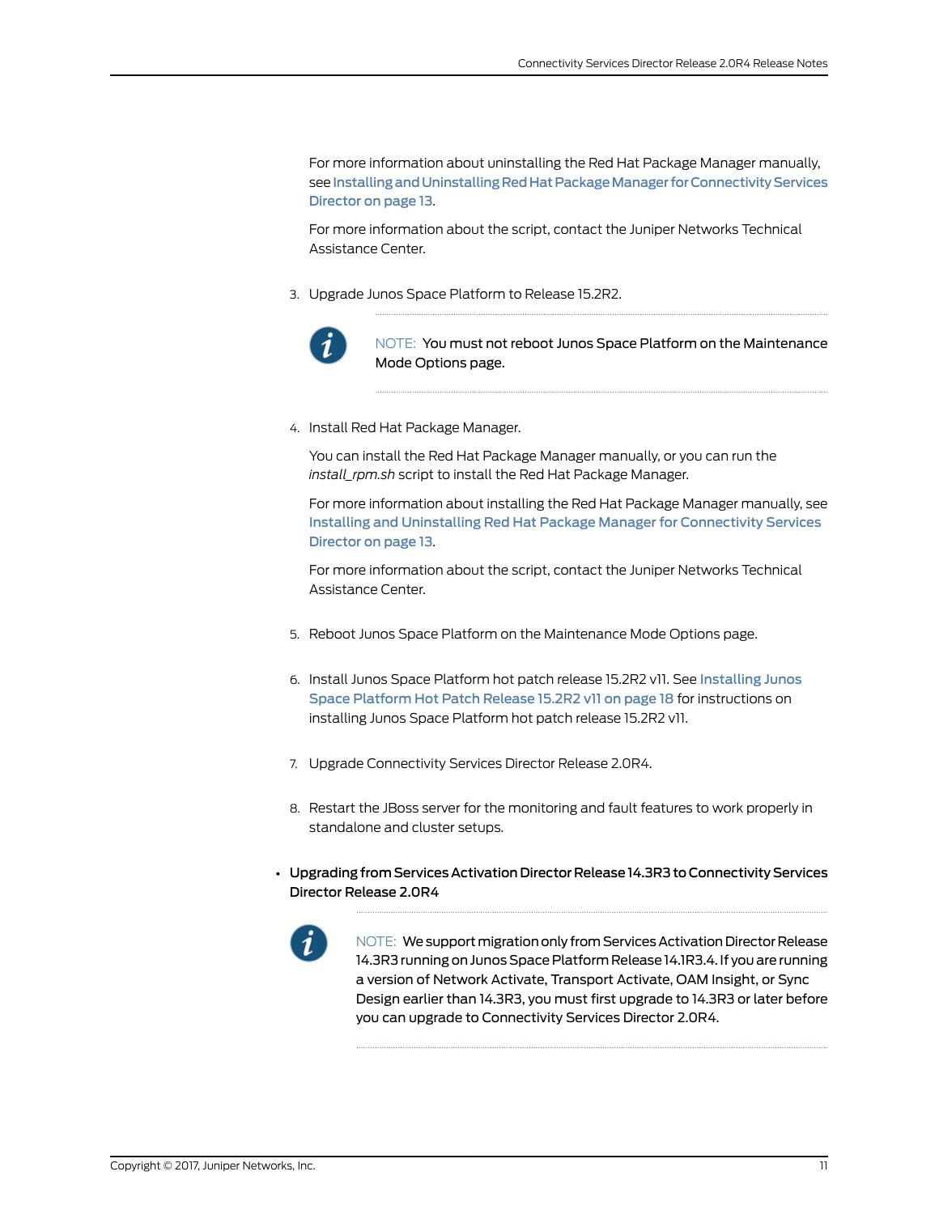For more information about uninstalling the Red Hat Package Manager manually, see Installing and Uninstalling Red Hat Package Manager for Connectivity Services Director on page 13.

For more information about the script, contact the Juniper Networks Technical Assistance Center.

3. Upgrade Junos Space Platform to Release 15.2R2.

   NOTE: You must not reboot Junos Space Platform on the Maintenance Mode Options page.

4. Install Red Hat Package Manager.

   You can install the Red Hat Package Manager manually, or you can run the *install_rpm.sh* script to install the Red Hat Package Manager.

   For more information about installing the Red Hat Package Manager manually, see Installing and Uninstalling Red Hat Package Manager for Connectivity Services Director on page 13.

   For more information about the script, contact the Juniper Networks Technical Assistance Center.

5. Reboot Junos Space Platform on the Maintenance Mode Options page.

6. Install Junos Space Platform hot patch release 15.2R2 v11. See Installing Junos Space Platform Hot Patch Release 15.2R2 v11 on page 18 for instructions on installing Junos Space Platform hot patch release 15.2R2 v11.

7. Upgrade Connectivity Services Director Release 2.0R4.

8. Restart the JBoss server for the monitoring and fault features to work properly in standalone and cluster setups.

- **Upgrading from Services Activation Director Release 14.3R3 to Connectivity Services Director Release 2.0R4**

  NOTE: We support migration only from Services Activation Director Release 14.3R3 running on Junos Space Platform Release 14.1R3.4. If you are running a version of Network Activate, Transport Activate, OAM Insight, or Sync Design earlier than 14.3R3, you must first upgrade to 14.3R3 or later before you can upgrade to Connectivity Services Director 2.0R4.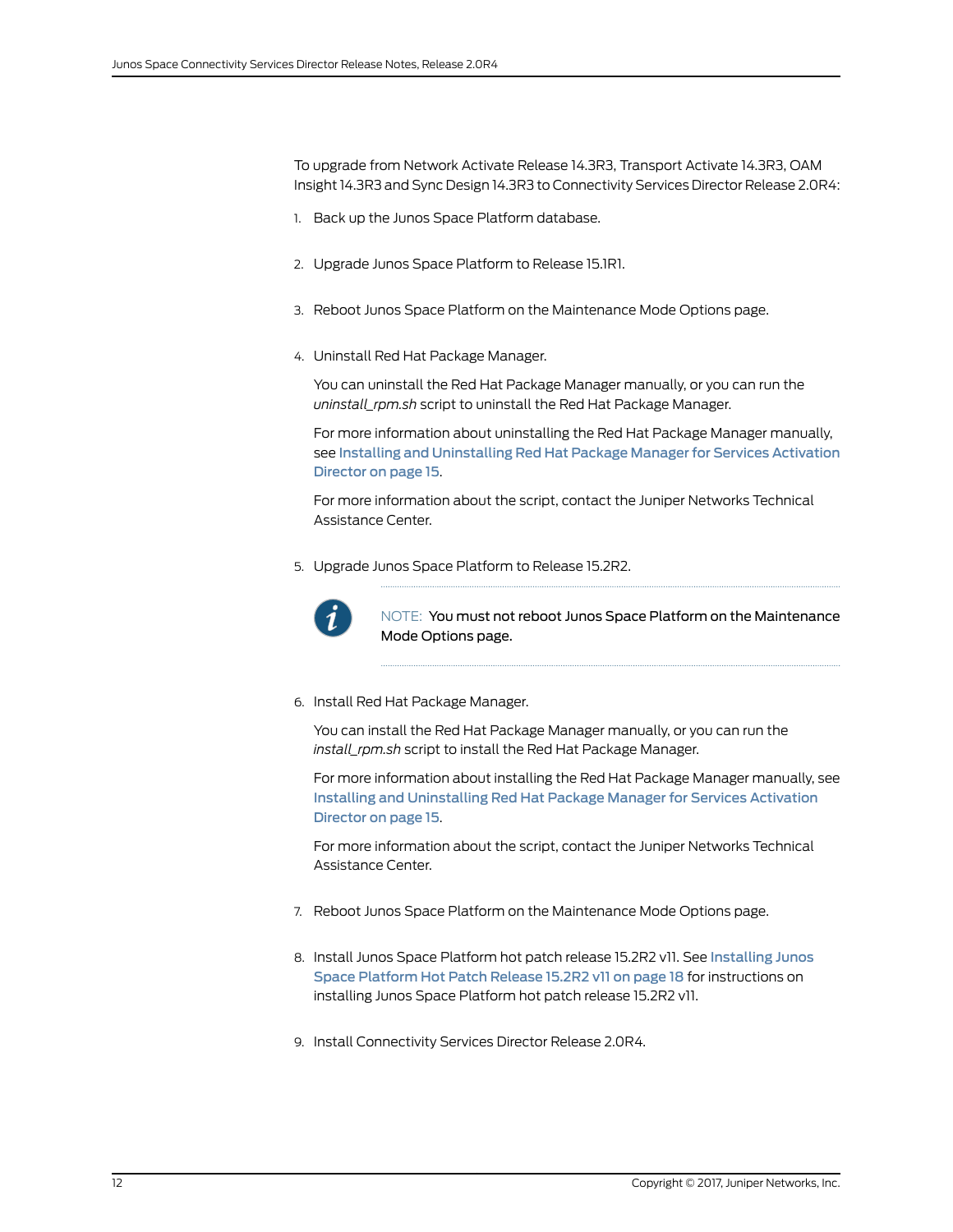To upgrade from Network Activate Release 14.3R3, Transport Activate 14.3R3, OAM Insight 14.3R3 and Sync Design 14.3R3 to Connectivity Services Director Release 2.0R4:

1. Back up the Junos Space Platform database.
2. Upgrade Junos Space Platform to Release 15.1R1.
3. Reboot Junos Space Platform on the Maintenance Mode Options page.
4. Uninstall Red Hat Package Manager.

   You can uninstall the Red Hat Package Manager manually, or you can run the *uninstall_rpm.sh* script to uninstall the Red Hat Package Manager.

   For more information about uninstalling the Red Hat Package Manager manually, see Installing and Uninstalling Red Hat Package Manager for Services Activation Director on page 15.

   For more information about the script, contact the Juniper Networks Technical Assistance Center.

5. Upgrade Junos Space Platform to Release 15.2R2.

   NOTE: **You must not reboot Junos Space Platform on the Maintenance Mode Options page.**

6. Install Red Hat Package Manager.

   You can install the Red Hat Package Manager manually, or you can run the *install_rpm.sh* script to install the Red Hat Package Manager.

   For more information about installing the Red Hat Package Manager manually, see Installing and Uninstalling Red Hat Package Manager for Services Activation Director on page 15.

   For more information about the script, contact the Juniper Networks Technical Assistance Center.

7. Reboot Junos Space Platform on the Maintenance Mode Options page.
8. Install Junos Space Platform hot patch release 15.2R2 v11. See Installing Junos Space Platform Hot Patch Release 15.2R2 v11 on page 18 for instructions on installing Junos Space Platform hot patch release 15.2R2 v11.
9. Install Connectivity Services Director Release 2.0R4.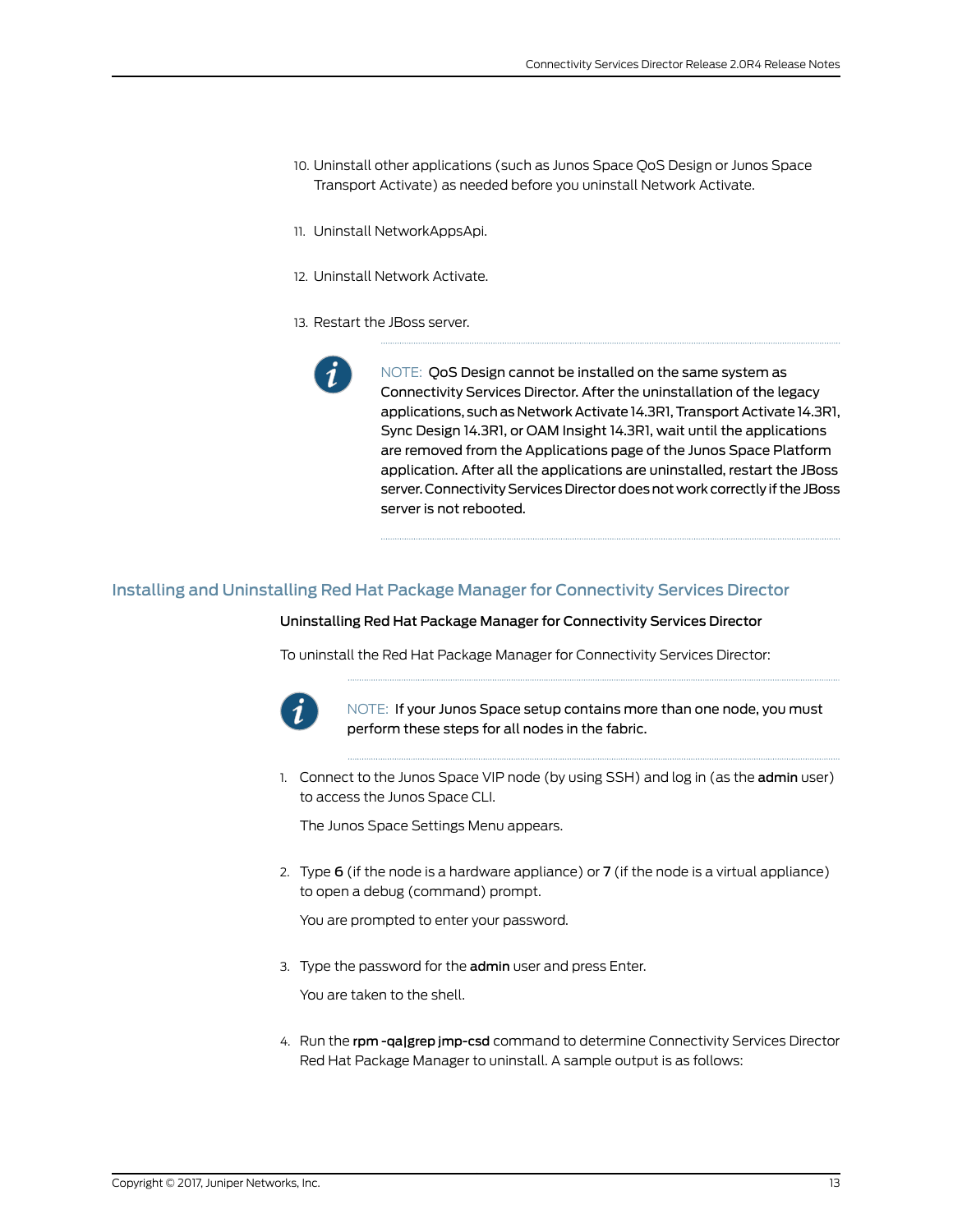10. Uninstall other applications (such as Junos Space QoS Design or Junos Space Transport Activate) as needed before you uninstall Network Activate.

11. Uninstall NetworkAppsApi.

12. Uninstall Network Activate.

13. Restart the JBoss server.

> NOTE: QoS Design cannot be installed on the same system as Connectivity Services Director. After the uninstallation of the legacy applications, such as Network Activate 14.3R1, Transport Activate 14.3R1, Sync Design 14.3R1, or OAM Insight 14.3R1, wait until the applications are removed from the Applications page of the Junos Space Platform application. After all the applications are uninstalled, restart the JBoss server. Connectivity Services Director does not work correctly if the JBoss server is not rebooted.

## Installing and Uninstalling Red Hat Package Manager for Connectivity Services Director

### Uninstalling Red Hat Package Manager for Connectivity Services Director

To uninstall the Red Hat Package Manager for Connectivity Services Director:

> NOTE: If your Junos Space setup contains more than one node, you must perform these steps for all nodes in the fabric.

1. Connect to the Junos Space VIP node (by using SSH) and log in (as the **admin** user) to access the Junos Space CLI.

   The Junos Space Settings Menu appears.

2. Type **6** (if the node is a hardware appliance) or **7** (if the node is a virtual appliance) to open a debug (command) prompt.

   You are prompted to enter your password.

3. Type the password for the **admin** user and press Enter.

   You are taken to the shell.

4. Run the **rpm -qa|grep jmp-csd** command to determine Connectivity Services Director Red Hat Package Manager to uninstall. A sample output is as follows: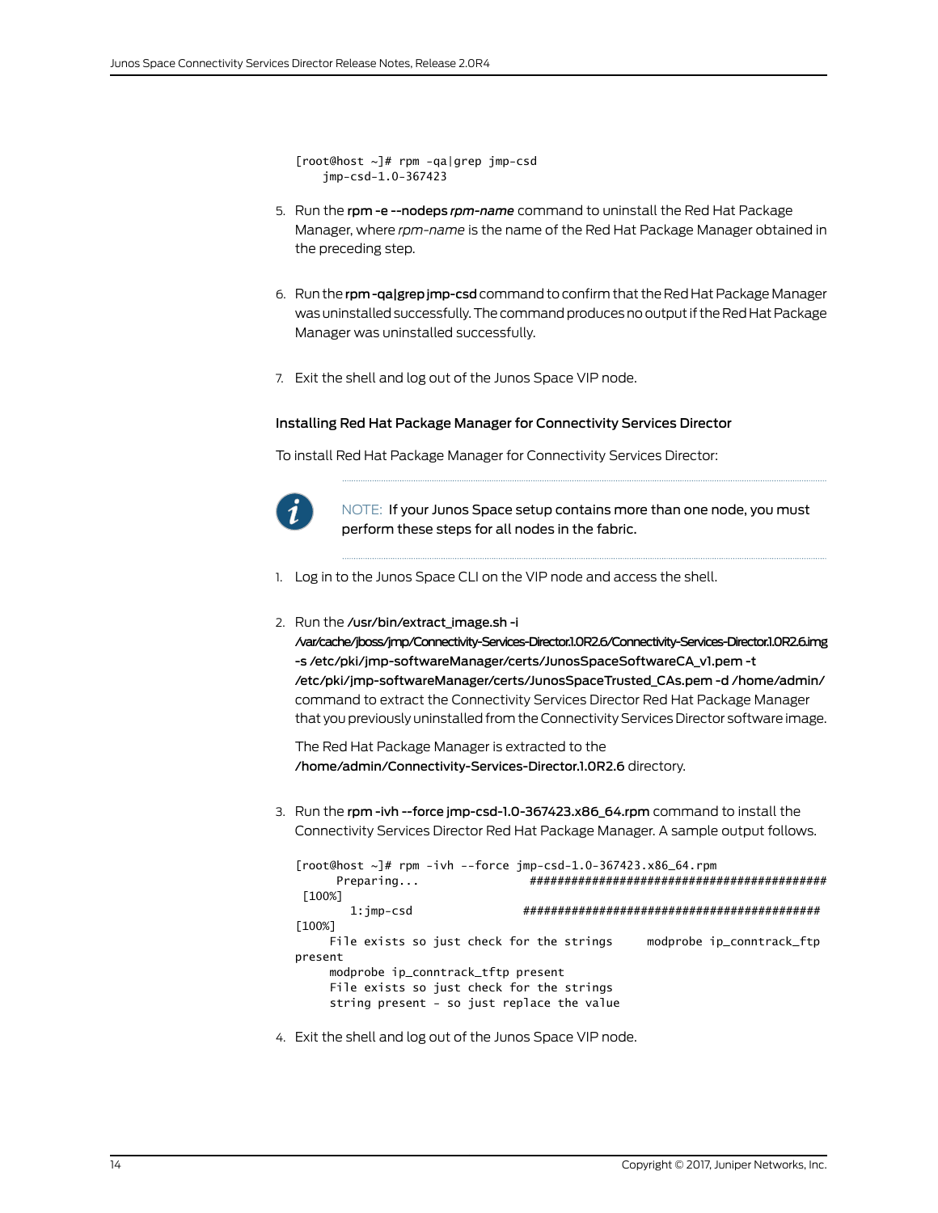```
[root@host ~]# rpm -qa|grep jmp-csd
    jmp-csd-1.0-367423
```

5. Run the **rpm -e --nodeps** ***rpm-name*** command to uninstall the Red Hat Package Manager, where *rpm-name* is the name of the Red Hat Package Manager obtained in the preceding step.

6. Run the **rpm -qa|grep jmp-csd** command to confirm that the Red Hat Package Manager was uninstalled successfully. The command produces no output if the Red Hat Package Manager was uninstalled successfully.

7. Exit the shell and log out of the Junos Space VIP node.

### Installing Red Hat Package Manager for Connectivity Services Director

To install Red Hat Package Manager for Connectivity Services Director:

> NOTE: If your Junos Space setup contains more than one node, you must perform these steps for all nodes in the fabric.

1. Log in to the Junos Space CLI on the VIP node and access the shell.

2. Run the **/usr/bin/extract_image.sh -i /var/cache/jboss/jmp/Connectivity-Services-Director.1.0R2.6/Connectivity-Services-Director.1.0R2.6.img -s /etc/pki/jmp-softwareManager/certs/JunosSpaceSoftwareCA_v1.pem -t /etc/pki/jmp-softwareManager/certs/JunosSpaceTrusted_CAs.pem -d /home/admin/** command to extract the Connectivity Services Director Red Hat Package Manager that you previously uninstalled from the Connectivity Services Director software image.

   The Red Hat Package Manager is extracted to the **/home/admin/Connectivity-Services-Director.1.0R2.6** directory.

3. Run the **rpm -ivh --force jmp-csd-1.0-367423.x86_64.rpm** command to install the Connectivity Services Director Red Hat Package Manager. A sample output follows.

```
[root@host ~]# rpm -ivh --force jmp-csd-1.0-367423.x86_64.rpm
      Preparing...                ###########################################
 [100%]
        1:jmp-csd                ###########################################
[100%]
     File exists so just check for the strings     modprobe ip_conntrack_ftp
present
     modprobe ip_conntrack_tftp present
     File exists so just check for the strings
     string present - so just replace the value
```

4. Exit the shell and log out of the Junos Space VIP node.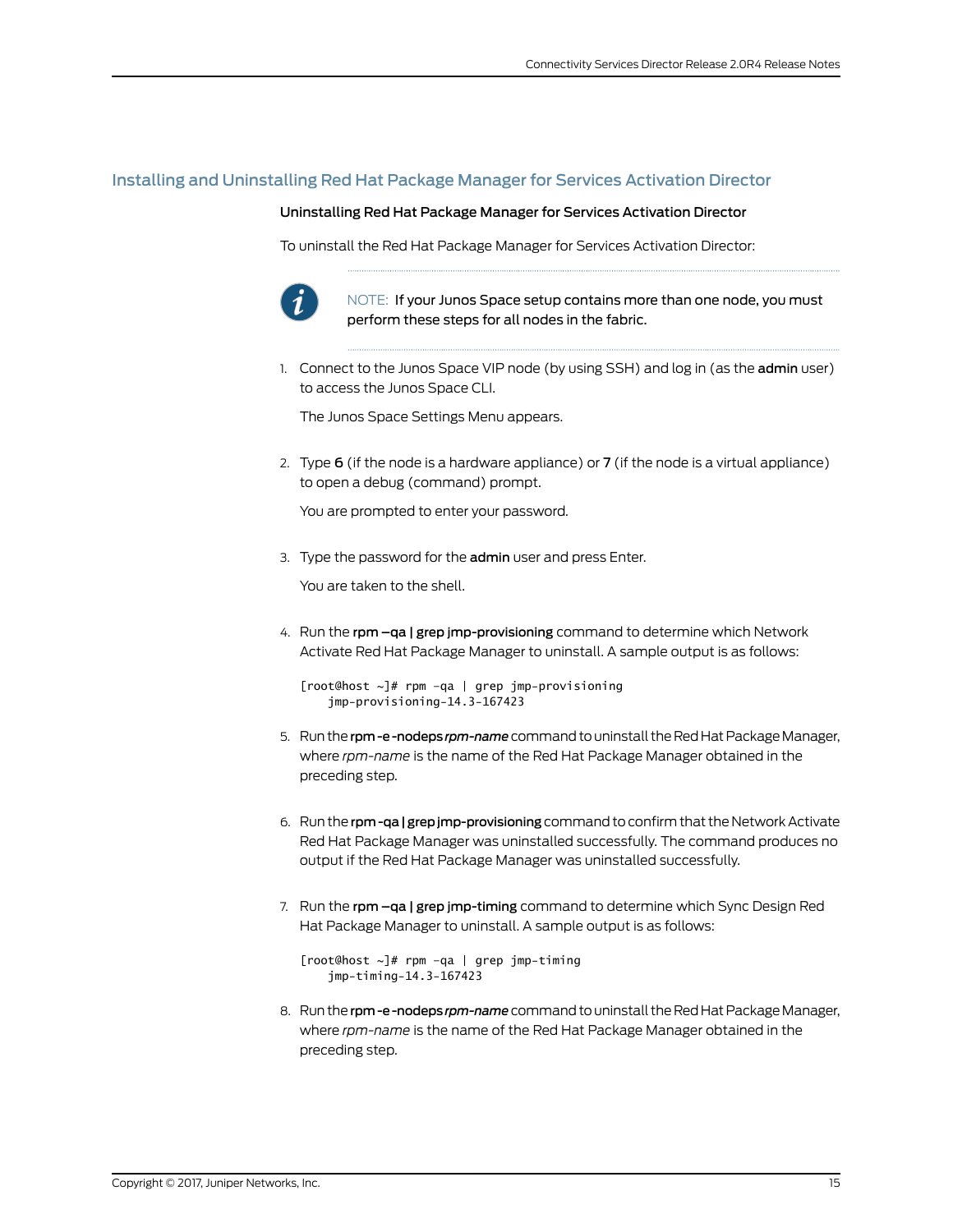## Installing and Uninstalling Red Hat Package Manager for Services Activation Director

### Uninstalling Red Hat Package Manager for Services Activation Director

To uninstall the Red Hat Package Manager for Services Activation Director:

> NOTE: If your Junos Space setup contains more than one node, you must perform these steps for all nodes in the fabric.

1. Connect to the Junos Space VIP node (by using SSH) and log in (as the **admin** user) to access the Junos Space CLI.

   The Junos Space Settings Menu appears.

2. Type **6** (if the node is a hardware appliance) or **7** (if the node is a virtual appliance) to open a debug (command) prompt.

   You are prompted to enter your password.

3. Type the password for the **admin** user and press Enter.

   You are taken to the shell.

4. Run the **rpm –qa | grep jmp-provisioning** command to determine which Network Activate Red Hat Package Manager to uninstall. A sample output is as follows:

   ```
   [root@host ~]# rpm -qa | grep jmp-provisioning
       jmp-provisioning-14.3-167423
   ```

5. Run the **rpm -e -nodeps** ***rpm-name*** command to uninstall the Red Hat Package Manager, where *rpm-name* is the name of the Red Hat Package Manager obtained in the preceding step.

6. Run the **rpm -qa | grep jmp-provisioning** command to confirm that the Network Activate Red Hat Package Manager was uninstalled successfully. The command produces no output if the Red Hat Package Manager was uninstalled successfully.

7. Run the **rpm –qa | grep jmp-timing** command to determine which Sync Design Red Hat Package Manager to uninstall. A sample output is as follows:

   ```
   [root@host ~]# rpm -qa | grep jmp-timing
       jmp-timing-14.3-167423
   ```

8. Run the **rpm -e -nodeps** ***rpm-name*** command to uninstall the Red Hat Package Manager, where *rpm-name* is the name of the Red Hat Package Manager obtained in the preceding step.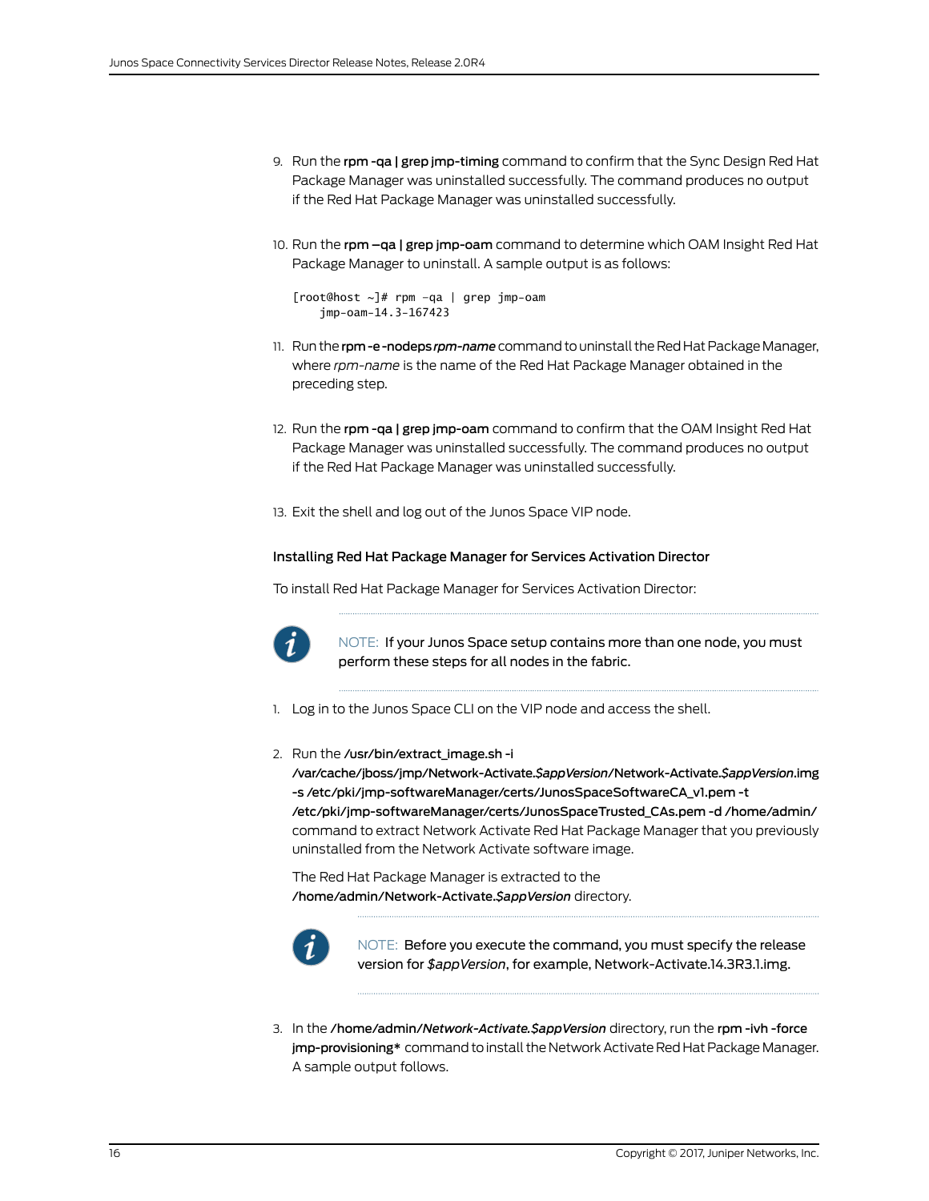9. Run the **rpm -qa | grep jmp-timing** command to confirm that the Sync Design Red Hat Package Manager was uninstalled successfully. The command produces no output if the Red Hat Package Manager was uninstalled successfully.

10. Run the **rpm –qa | grep jmp-oam** command to determine which OAM Insight Red Hat Package Manager to uninstall. A sample output is as follows:

    ```
    [root@host ~]# rpm –qa | grep jmp-oam
        jmp-oam-14.3-167423
    ```

11. Run the **rpm -e -nodeps** *rpm-name* command to uninstall the Red Hat Package Manager, where *rpm-name* is the name of the Red Hat Package Manager obtained in the preceding step.

12. Run the **rpm -qa | grep jmp-oam** command to confirm that the OAM Insight Red Hat Package Manager was uninstalled successfully. The command produces no output if the Red Hat Package Manager was uninstalled successfully.

13. Exit the shell and log out of the Junos Space VIP node.

#### Installing Red Hat Package Manager for Services Activation Director

To install Red Hat Package Manager for Services Activation Director:

> NOTE: If your Junos Space setup contains more than one node, you must perform these steps for all nodes in the fabric.

1. Log in to the Junos Space CLI on the VIP node and access the shell.

2. Run the **/usr/bin/extract_image.sh -i /var/cache/jboss/jmp/Network-Activate.*$appVersion*/Network-Activate.*$appVersion*.img -s /etc/pki/jmp-softwareManager/certs/JunosSpaceSoftwareCA_v1.pem -t /etc/pki/jmp-softwareManager/certs/JunosSpaceTrusted_CAs.pem -d /home/admin/** command to extract Network Activate Red Hat Package Manager that you previously uninstalled from the Network Activate software image.

   The Red Hat Package Manager is extracted to the **/home/admin/Network-Activate.*$appVersion*** directory.

   > NOTE: Before you execute the command, you must specify the release version for *$appVersion*, for example, Network-Activate.14.3R3.1.img.

3. In the **/home/admin/*Network-Activate.$appVersion*** directory, run the **rpm -ivh -force jmp-provisioning*** command to install the Network Activate Red Hat Package Manager. A sample output follows.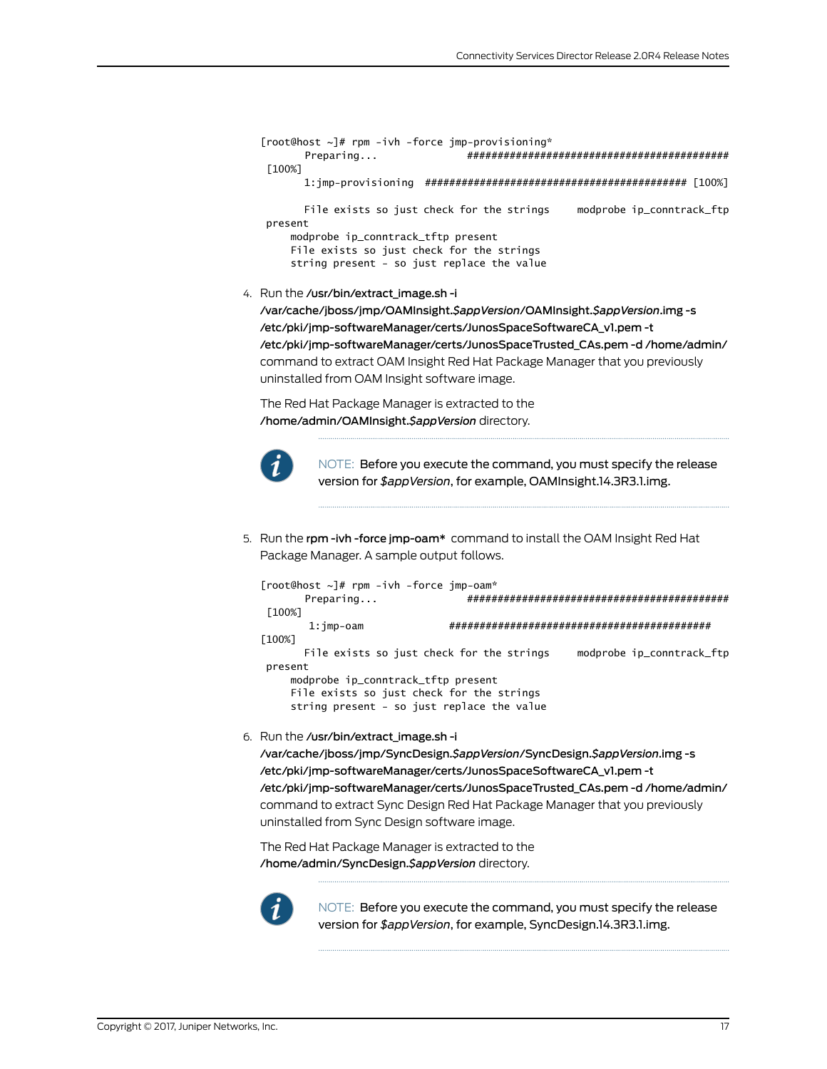```
[root@host ~]# rpm -ivh -force jmp-provisioning*
       Preparing...                ###########################################
 [100%]
       1:jmp-provisioning  ########################################### [100%]

       File exists so just check for the strings     modprobe ip_conntrack_ftp
 present
     modprobe ip_conntrack_tftp present
     File exists so just check for the strings
     string present - so just replace the value
```

4. Run the **/usr/bin/extract_image.sh -i /var/cache/jboss/jmp/OAMInsight.*$appVersion*/OAMInsight.*$appVersion*.img -s /etc/pki/jmp-softwareManager/certs/JunosSpaceSoftwareCA_v1.pem -t /etc/pki/jmp-softwareManager/certs/JunosSpaceTrusted_CAs.pem -d /home/admin/** command to extract OAM Insight Red Hat Package Manager that you previously uninstalled from OAM Insight software image.

   The Red Hat Package Manager is extracted to the **/home/admin/OAMInsight.*$appVersion*** directory.

   > NOTE: Before you execute the command, you must specify the release version for *$appVersion*, for example, OAMInsight.14.3R3.1.img.

5. Run the **rpm -ivh -force jmp-oam*** command to install the OAM Insight Red Hat Package Manager. A sample output follows.

```
[root@host ~]# rpm -ivh -force jmp-oam*
       Preparing...                ###########################################
 [100%]
        1:jmp-oam               ###########################################
[100%]
       File exists so just check for the strings     modprobe ip_conntrack_ftp
 present
     modprobe ip_conntrack_tftp present
     File exists so just check for the strings
     string present - so just replace the value
```

6. Run the **/usr/bin/extract_image.sh -i /var/cache/jboss/jmp/SyncDesign.*$appVersion*/SyncDesign.*$appVersion*.img -s /etc/pki/jmp-softwareManager/certs/JunosSpaceSoftwareCA_v1.pem -t /etc/pki/jmp-softwareManager/certs/JunosSpaceTrusted_CAs.pem -d /home/admin/** command to extract Sync Design Red Hat Package Manager that you previously uninstalled from Sync Design software image.

   The Red Hat Package Manager is extracted to the **/home/admin/SyncDesign.*$appVersion*** directory.

   > NOTE: Before you execute the command, you must specify the release version for *$appVersion*, for example, SyncDesign.14.3R3.1.img.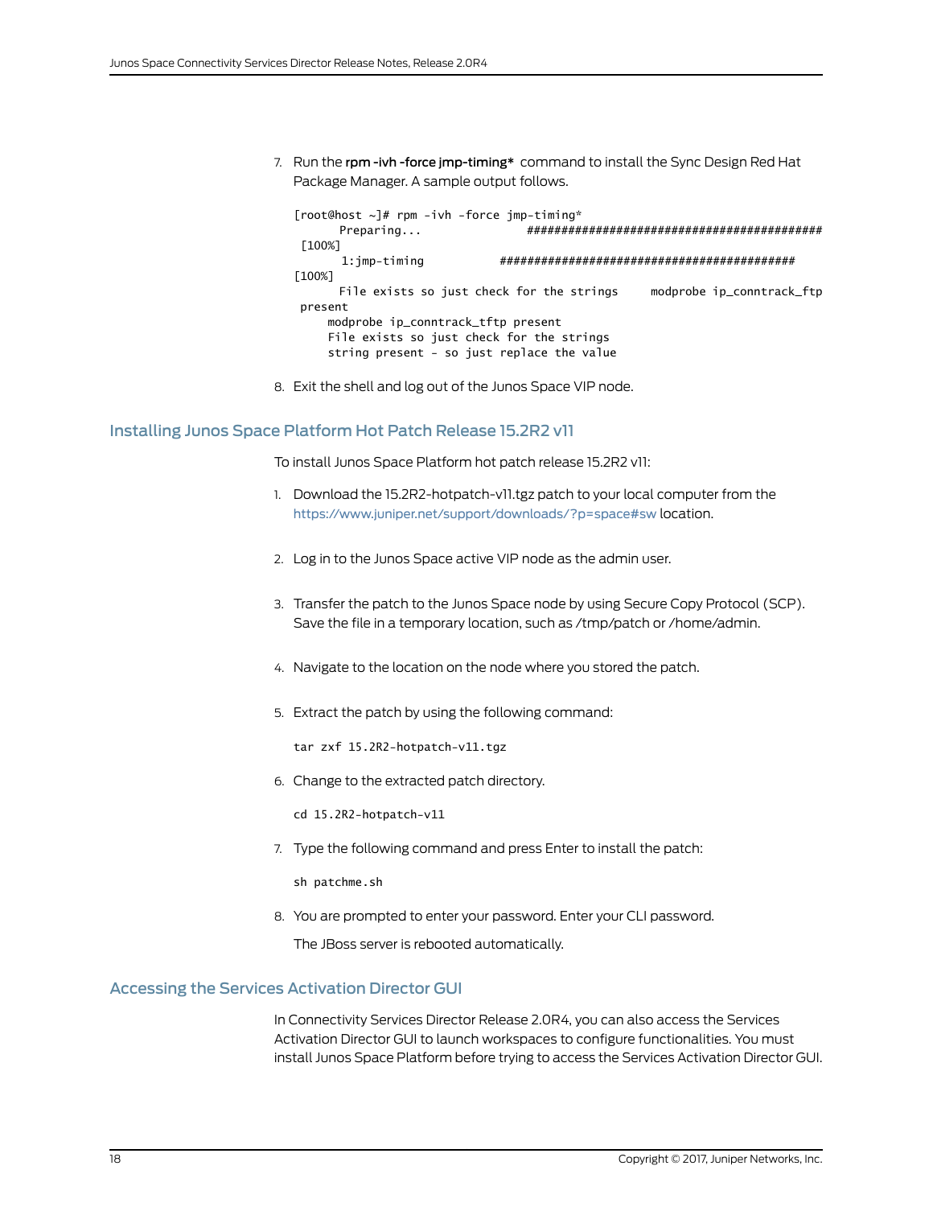7. Run the **rpm -ivh -force jmp-timing*** command to install the Sync Design Red Hat Package Manager. A sample output follows.

```
[root@host ~]# rpm -ivh -force jmp-timing*
       Preparing...                ###########################################
 [100%]
       1:jmp-timing            ###########################################
[100%]
       File exists so just check for the strings     modprobe ip_conntrack_ftp
 present
     modprobe ip_conntrack_tftp present
     File exists so just check for the strings
     string present - so just replace the value
```

8. Exit the shell and log out of the Junos Space VIP node.

## Installing Junos Space Platform Hot Patch Release 15.2R2 v11

To install Junos Space Platform hot patch release 15.2R2 v11:

1. Download the 15.2R2-hotpatch-v11.tgz patch to your local computer from the https://www.juniper.net/support/downloads/?p=space#sw location.

2. Log in to the Junos Space active VIP node as the admin user.

3. Transfer the patch to the Junos Space node by using Secure Copy Protocol (SCP). Save the file in a temporary location, such as /tmp/patch or /home/admin.

4. Navigate to the location on the node where you stored the patch.

5. Extract the patch by using the following command:

```
tar zxf 15.2R2-hotpatch-v11.tgz
```

6. Change to the extracted patch directory.

```
cd 15.2R2-hotpatch-v11
```

7. Type the following command and press Enter to install the patch:

```
sh patchme.sh
```

8. You are prompted to enter your password. Enter your CLI password.

   The JBoss server is rebooted automatically.

## Accessing the Services Activation Director GUI

In Connectivity Services Director Release 2.0R4, you can also access the Services Activation Director GUI to launch workspaces to configure functionalities. You must install Junos Space Platform before trying to access the Services Activation Director GUI.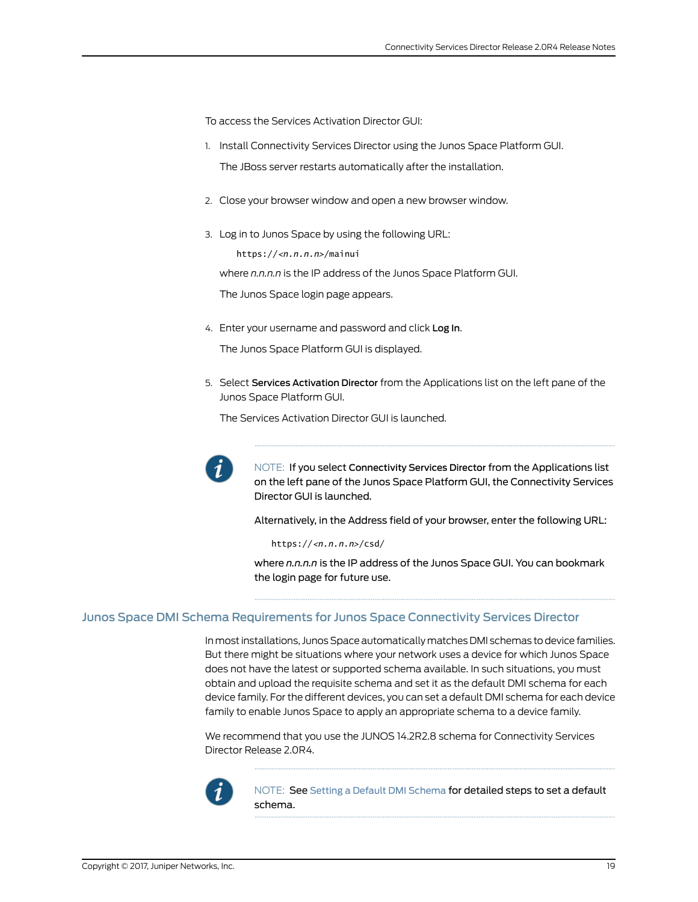To access the Services Activation Director GUI:

1. Install Connectivity Services Director using the Junos Space Platform GUI.

   The JBoss server restarts automatically after the installation.

2. Close your browser window and open a new browser window.

3. Log in to Junos Space by using the following URL:

   ```
   https://<n.n.n.n>/mainui
   ```

   where *n.n.n.n* is the IP address of the Junos Space Platform GUI.

   The Junos Space login page appears.

4. Enter your username and password and click **Log In**.

   The Junos Space Platform GUI is displayed.

5. Select **Services Activation Director** from the Applications list on the left pane of the Junos Space Platform GUI.

   The Services Activation Director GUI is launched.

> NOTE: If you select **Connectivity Services Director** from the Applications list on the left pane of the Junos Space Platform GUI, the Connectivity Services Director GUI is launched.
>
> Alternatively, in the Address field of your browser, enter the following URL:
>
> ```
> https://<n.n.n.n>/csd/
> ```
>
> where *n.n.n.n* is the IP address of the Junos Space GUI. You can bookmark the login page for future use.

## Junos Space DMI Schema Requirements for Junos Space Connectivity Services Director

In most installations, Junos Space automatically matches DMI schemas to device families. But there might be situations where your network uses a device for which Junos Space does not have the latest or supported schema available. In such situations, you must obtain and upload the requisite schema and set it as the default DMI schema for each device family. For the different devices, you can set a default DMI schema for each device family to enable Junos Space to apply an appropriate schema to a device family.

We recommend that you use the JUNOS 14.2R2.8 schema for Connectivity Services Director Release 2.0R4.

> NOTE: See Setting a Default DMI Schema for detailed steps to set a default schema.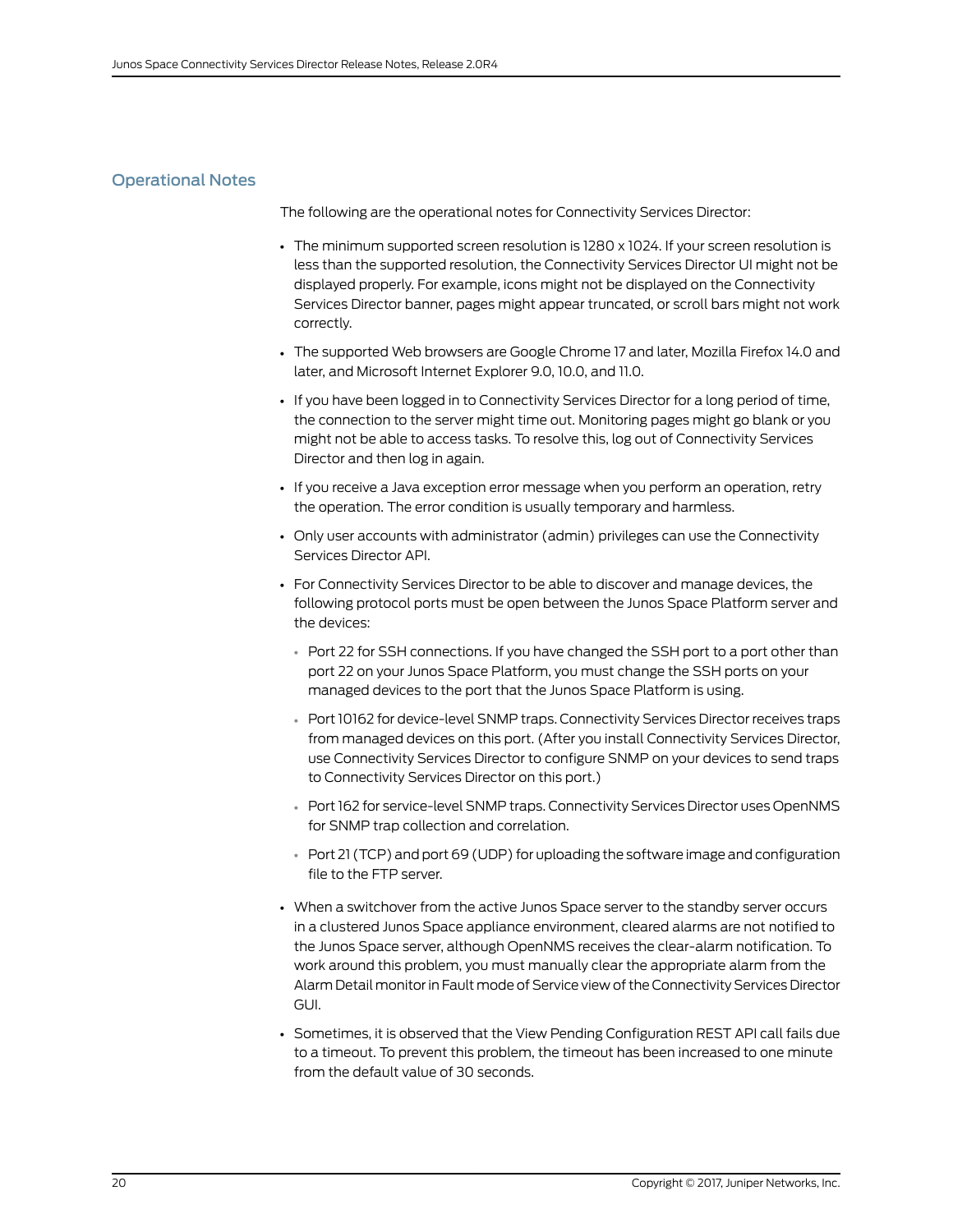## Operational Notes

The following are the operational notes for Connectivity Services Director:

- The minimum supported screen resolution is 1280 x 1024. If your screen resolution is less than the supported resolution, the Connectivity Services Director UI might not be displayed properly. For example, icons might not be displayed on the Connectivity Services Director banner, pages might appear truncated, or scroll bars might not work correctly.
- The supported Web browsers are Google Chrome 17 and later, Mozilla Firefox 14.0 and later, and Microsoft Internet Explorer 9.0, 10.0, and 11.0.
- If you have been logged in to Connectivity Services Director for a long period of time, the connection to the server might time out. Monitoring pages might go blank or you might not be able to access tasks. To resolve this, log out of Connectivity Services Director and then log in again.
- If you receive a Java exception error message when you perform an operation, retry the operation. The error condition is usually temporary and harmless.
- Only user accounts with administrator (admin) privileges can use the Connectivity Services Director API.
- For Connectivity Services Director to be able to discover and manage devices, the following protocol ports must be open between the Junos Space Platform server and the devices:
  - Port 22 for SSH connections. If you have changed the SSH port to a port other than port 22 on your Junos Space Platform, you must change the SSH ports on your managed devices to the port that the Junos Space Platform is using.
  - Port 10162 for device-level SNMP traps. Connectivity Services Director receives traps from managed devices on this port. (After you install Connectivity Services Director, use Connectivity Services Director to configure SNMP on your devices to send traps to Connectivity Services Director on this port.)
  - Port 162 for service-level SNMP traps. Connectivity Services Director uses OpenNMS for SNMP trap collection and correlation.
  - Port 21 (TCP) and port 69 (UDP) for uploading the software image and configuration file to the FTP server.
- When a switchover from the active Junos Space server to the standby server occurs in a clustered Junos Space appliance environment, cleared alarms are not notified to the Junos Space server, although OpenNMS receives the clear-alarm notification. To work around this problem, you must manually clear the appropriate alarm from the Alarm Detail monitor in Fault mode of Service view of the Connectivity Services Director GUI.
- Sometimes, it is observed that the View Pending Configuration REST API call fails due to a timeout. To prevent this problem, the timeout has been increased to one minute from the default value of 30 seconds.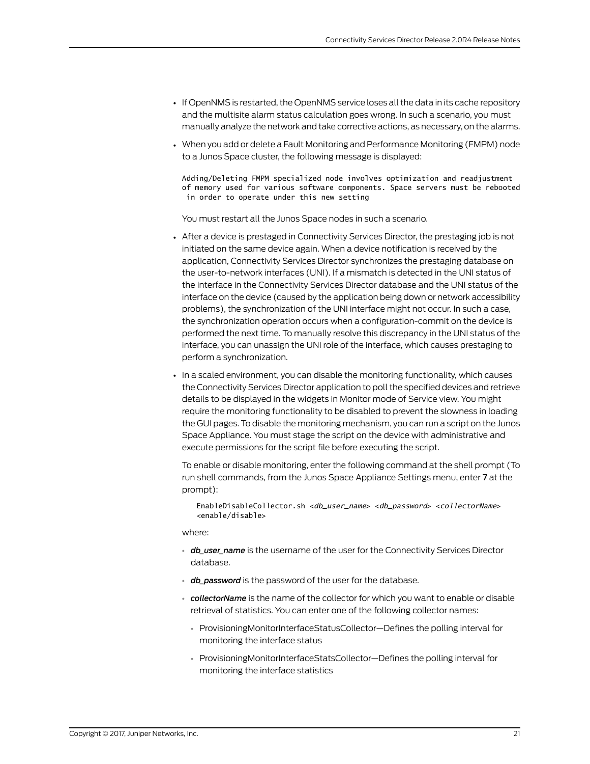- If OpenNMS is restarted, the OpenNMS service loses all the data in its cache repository and the multisite alarm status calculation goes wrong. In such a scenario, you must manually analyze the network and take corrective actions, as necessary, on the alarms.
- When you add or delete a Fault Monitoring and Performance Monitoring (FMPM) node to a Junos Space cluster, the following message is displayed:

  ```
  Adding/Deleting FMPM specialized node involves optimization and readjustment
  of memory used for various software components. Space servers must be rebooted
   in order to operate under this new setting
  ```

  You must restart all the Junos Space nodes in such a scenario.
- After a device is prestaged in Connectivity Services Director, the prestaging job is not initiated on the same device again. When a device notification is received by the application, Connectivity Services Director synchronizes the prestaging database on the user-to-network interfaces (UNI). If a mismatch is detected in the UNI status of the interface in the Connectivity Services Director database and the UNI status of the interface on the device (caused by the application being down or network accessibility problems), the synchronization of the UNI interface might not occur. In such a case, the synchronization operation occurs when a configuration-commit on the device is performed the next time. To manually resolve this discrepancy in the UNI status of the interface, you can unassign the UNI role of the interface, which causes prestaging to perform a synchronization.
- In a scaled environment, you can disable the monitoring functionality, which causes the Connectivity Services Director application to poll the specified devices and retrieve details to be displayed in the widgets in Monitor mode of Service view. You might require the monitoring functionality to be disabled to prevent the slowness in loading the GUI pages. To disable the monitoring mechanism, you can run a script on the Junos Space Appliance. You must stage the script on the device with administrative and execute permissions for the script file before executing the script.

  To enable or disable monitoring, enter the following command at the shell prompt (To run shell commands, from the Junos Space Appliance Settings menu, enter **7** at the prompt):

  ```
  EnableDisableCollector.sh <db_user_name> <db_password> <collectorName>
  <enable/disable>
  ```

  where:

  - ***db_user_name*** is the username of the user for the Connectivity Services Director database.
  - ***db_password*** is the password of the user for the database.
  - ***collectorName*** is the name of the collector for which you want to enable or disable retrieval of statistics. You can enter one of the following collector names:
    - ProvisioningMonitorInterfaceStatusCollector—Defines the polling interval for monitoring the interface status
    - ProvisioningMonitorInterfaceStatsCollector—Defines the polling interval for monitoring the interface statistics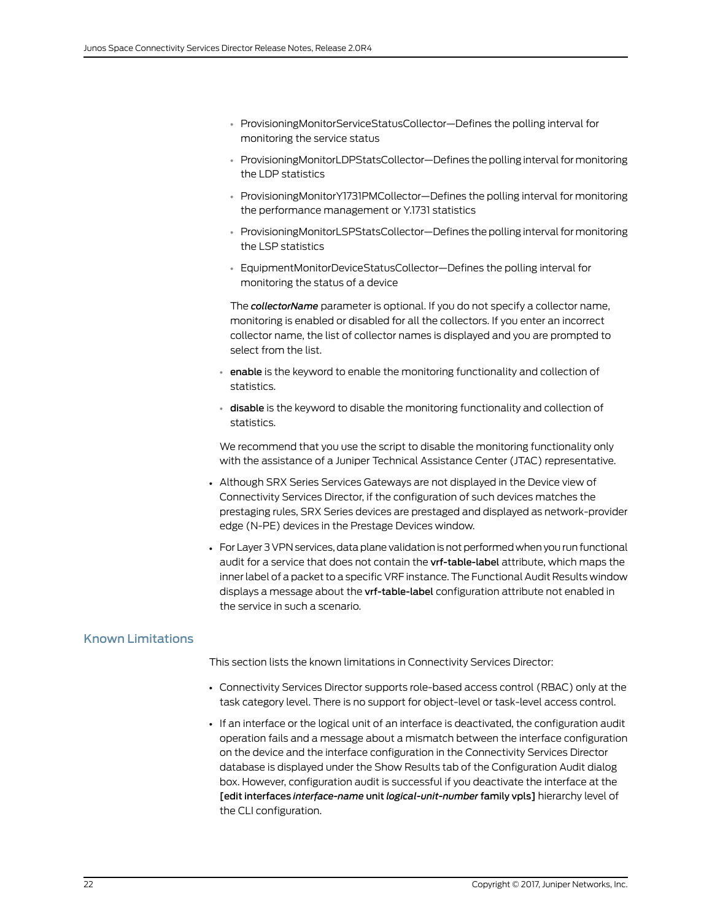- ProvisioningMonitorServiceStatusCollector—Defines the polling interval for monitoring the service status
    - ProvisioningMonitorLDPStatsCollector—Defines the polling interval for monitoring the LDP statistics
    - ProvisioningMonitorY1731PMCollector—Defines the polling interval for monitoring the performance management or Y.1731 statistics
    - ProvisioningMonitorLSPStatsCollector—Defines the polling interval for monitoring the LSP statistics
    - EquipmentMonitorDeviceStatusCollector—Defines the polling interval for monitoring the status of a device

    The ***collectorName*** parameter is optional. If you do not specify a collector name, monitoring is enabled or disabled for all the collectors. If you enter an incorrect collector name, the list of collector names is displayed and you are prompted to select from the list.

  - **enable** is the keyword to enable the monitoring functionality and collection of statistics.
  - **disable** is the keyword to disable the monitoring functionality and collection of statistics.

  We recommend that you use the script to disable the monitoring functionality only with the assistance of a Juniper Technical Assistance Center (JTAC) representative.

- Although SRX Series Services Gateways are not displayed in the Device view of Connectivity Services Director, if the configuration of such devices matches the prestaging rules, SRX Series devices are prestaged and displayed as network-provider edge (N-PE) devices in the Prestage Devices window.
- For Layer 3 VPN services, data plane validation is not performed when you run functional audit for a service that does not contain the **vrf-table-label** attribute, which maps the inner label of a packet to a specific VRF instance. The Functional Audit Results window displays a message about the **vrf-table-label** configuration attribute not enabled in the service in such a scenario.

## Known Limitations

This section lists the known limitations in Connectivity Services Director:

- Connectivity Services Director supports role-based access control (RBAC) only at the task category level. There is no support for object-level or task-level access control.
- If an interface or the logical unit of an interface is deactivated, the configuration audit operation fails and a message about a mismatch between the interface configuration on the device and the interface configuration in the Connectivity Services Director database is displayed under the Show Results tab of the Configuration Audit dialog box. However, configuration audit is successful if you deactivate the interface at the **[edit interfaces *interface-name* unit *logical-unit-number* family vpls]** hierarchy level of the CLI configuration.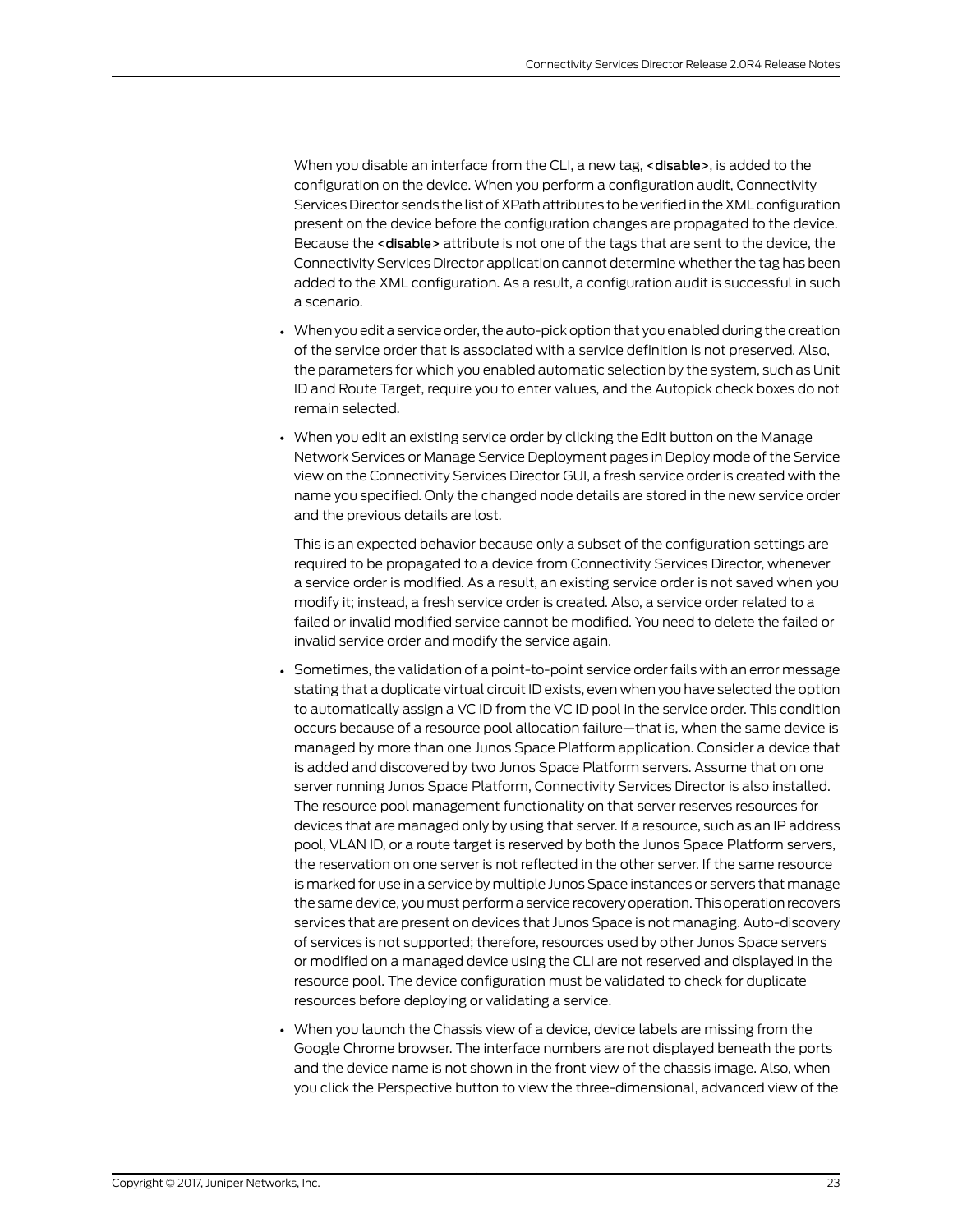When you disable an interface from the CLI, a new tag, **<disable>**, is added to the configuration on the device. When you perform a configuration audit, Connectivity Services Director sends the list of XPath attributes to be verified in the XML configuration present on the device before the configuration changes are propagated to the device. Because the **<disable>** attribute is not one of the tags that are sent to the device, the Connectivity Services Director application cannot determine whether the tag has been added to the XML configuration. As a result, a configuration audit is successful in such a scenario.

- When you edit a service order, the auto-pick option that you enabled during the creation of the service order that is associated with a service definition is not preserved. Also, the parameters for which you enabled automatic selection by the system, such as Unit ID and Route Target, require you to enter values, and the Autopick check boxes do not remain selected.
- When you edit an existing service order by clicking the Edit button on the Manage Network Services or Manage Service Deployment pages in Deploy mode of the Service view on the Connectivity Services Director GUI, a fresh service order is created with the name you specified. Only the changed node details are stored in the new service order and the previous details are lost.

  This is an expected behavior because only a subset of the configuration settings are required to be propagated to a device from Connectivity Services Director, whenever a service order is modified. As a result, an existing service order is not saved when you modify it; instead, a fresh service order is created. Also, a service order related to a failed or invalid modified service cannot be modified. You need to delete the failed or invalid service order and modify the service again.
- Sometimes, the validation of a point-to-point service order fails with an error message stating that a duplicate virtual circuit ID exists, even when you have selected the option to automatically assign a VC ID from the VC ID pool in the service order. This condition occurs because of a resource pool allocation failure—that is, when the same device is managed by more than one Junos Space Platform application. Consider a device that is added and discovered by two Junos Space Platform servers. Assume that on one server running Junos Space Platform, Connectivity Services Director is also installed. The resource pool management functionality on that server reserves resources for devices that are managed only by using that server. If a resource, such as an IP address pool, VLAN ID, or a route target is reserved by both the Junos Space Platform servers, the reservation on one server is not reflected in the other server. If the same resource is marked for use in a service by multiple Junos Space instances or servers that manage the same device, you must perform a service recovery operation. This operation recovers services that are present on devices that Junos Space is not managing. Auto-discovery of services is not supported; therefore, resources used by other Junos Space servers or modified on a managed device using the CLI are not reserved and displayed in the resource pool. The device configuration must be validated to check for duplicate resources before deploying or validating a service.
- When you launch the Chassis view of a device, device labels are missing from the Google Chrome browser. The interface numbers are not displayed beneath the ports and the device name is not shown in the front view of the chassis image. Also, when you click the Perspective button to view the three-dimensional, advanced view of the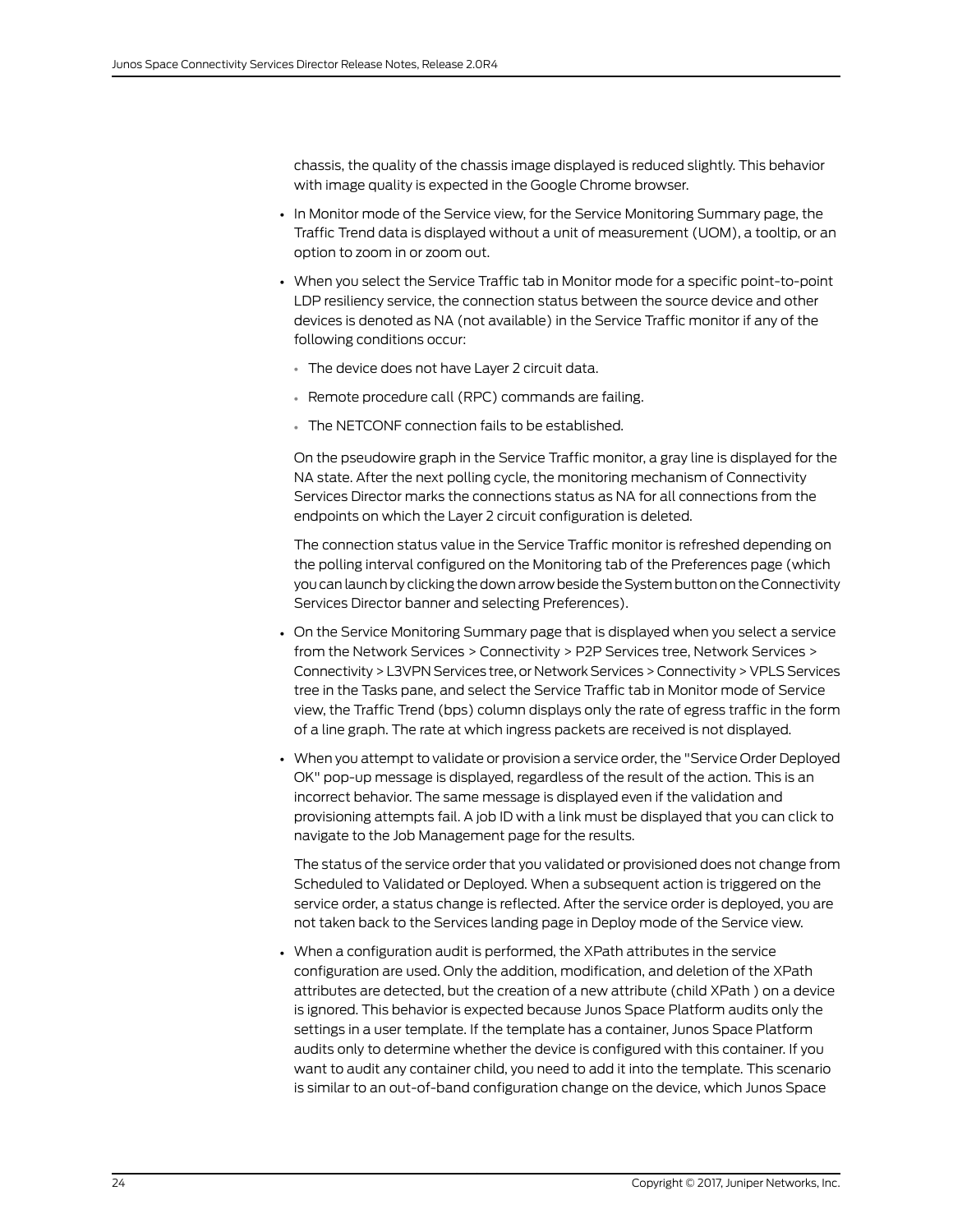chassis, the quality of the chassis image displayed is reduced slightly. This behavior with image quality is expected in the Google Chrome browser.

- In Monitor mode of the Service view, for the Service Monitoring Summary page, the Traffic Trend data is displayed without a unit of measurement (UOM), a tooltip, or an option to zoom in or zoom out.
- When you select the Service Traffic tab in Monitor mode for a specific point-to-point LDP resiliency service, the connection status between the source device and other devices is denoted as NA (not available) in the Service Traffic monitor if any of the following conditions occur:
  - The device does not have Layer 2 circuit data.
  - Remote procedure call (RPC) commands are failing.
  - The NETCONF connection fails to be established.

  On the pseudowire graph in the Service Traffic monitor, a gray line is displayed for the NA state. After the next polling cycle, the monitoring mechanism of Connectivity Services Director marks the connections status as NA for all connections from the endpoints on which the Layer 2 circuit configuration is deleted.

  The connection status value in the Service Traffic monitor is refreshed depending on the polling interval configured on the Monitoring tab of the Preferences page (which you can launch by clicking the down arrow beside the System button on the Connectivity Services Director banner and selecting Preferences).
- On the Service Monitoring Summary page that is displayed when you select a service from the Network Services > Connectivity > P2P Services tree, Network Services > Connectivity > L3VPN Services tree, or Network Services > Connectivity > VPLS Services tree in the Tasks pane, and select the Service Traffic tab in Monitor mode of Service view, the Traffic Trend (bps) column displays only the rate of egress traffic in the form of a line graph. The rate at which ingress packets are received is not displayed.
- When you attempt to validate or provision a service order, the "Service Order Deployed OK" pop-up message is displayed, regardless of the result of the action. This is an incorrect behavior. The same message is displayed even if the validation and provisioning attempts fail. A job ID with a link must be displayed that you can click to navigate to the Job Management page for the results.

  The status of the service order that you validated or provisioned does not change from Scheduled to Validated or Deployed. When a subsequent action is triggered on the service order, a status change is reflected. After the service order is deployed, you are not taken back to the Services landing page in Deploy mode of the Service view.
- When a configuration audit is performed, the XPath attributes in the service configuration are used. Only the addition, modification, and deletion of the XPath attributes are detected, but the creation of a new attribute (child XPath ) on a device is ignored. This behavior is expected because Junos Space Platform audits only the settings in a user template. If the template has a container, Junos Space Platform audits only to determine whether the device is configured with this container. If you want to audit any container child, you need to add it into the template. This scenario is similar to an out-of-band configuration change on the device, which Junos Space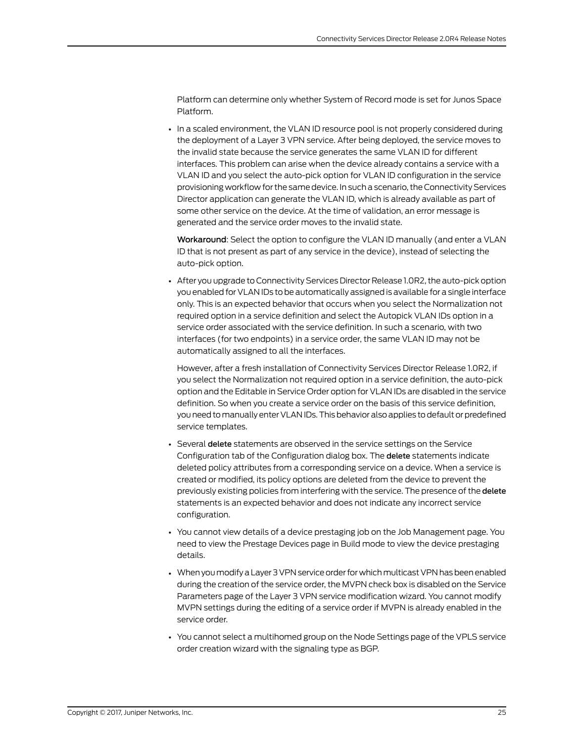Platform can determine only whether System of Record mode is set for Junos Space Platform.

- In a scaled environment, the VLAN ID resource pool is not properly considered during the deployment of a Layer 3 VPN service. After being deployed, the service moves to the invalid state because the service generates the same VLAN ID for different interfaces. This problem can arise when the device already contains a service with a VLAN ID and you select the auto-pick option for VLAN ID configuration in the service provisioning workflow for the same device. In such a scenario, the Connectivity Services Director application can generate the VLAN ID, which is already available as part of some other service on the device. At the time of validation, an error message is generated and the service order moves to the invalid state.

  **Workaround**: Select the option to configure the VLAN ID manually (and enter a VLAN ID that is not present as part of any service in the device), instead of selecting the auto-pick option.

- After you upgrade to Connectivity Services Director Release 1.0R2, the auto-pick option you enabled for VLAN IDs to be automatically assigned is available for a single interface only. This is an expected behavior that occurs when you select the Normalization not required option in a service definition and select the Autopick VLAN IDs option in a service order associated with the service definition. In such a scenario, with two interfaces (for two endpoints) in a service order, the same VLAN ID may not be automatically assigned to all the interfaces.

  However, after a fresh installation of Connectivity Services Director Release 1.0R2, if you select the Normalization not required option in a service definition, the auto-pick option and the Editable in Service Order option for VLAN IDs are disabled in the service definition. So when you create a service order on the basis of this service definition, you need to manually enter VLAN IDs. This behavior also applies to default or predefined service templates.

- Several **delete** statements are observed in the service settings on the Service Configuration tab of the Configuration dialog box. The **delete** statements indicate deleted policy attributes from a corresponding service on a device. When a service is created or modified, its policy options are deleted from the device to prevent the previously existing policies from interfering with the service. The presence of the **delete** statements is an expected behavior and does not indicate any incorrect service configuration.

- You cannot view details of a device prestaging job on the Job Management page. You need to view the Prestage Devices page in Build mode to view the device prestaging details.

- When you modify a Layer 3 VPN service order for which multicast VPN has been enabled during the creation of the service order, the MVPN check box is disabled on the Service Parameters page of the Layer 3 VPN service modification wizard. You cannot modify MVPN settings during the editing of a service order if MVPN is already enabled in the service order.

- You cannot select a multihomed group on the Node Settings page of the VPLS service order creation wizard with the signaling type as BGP.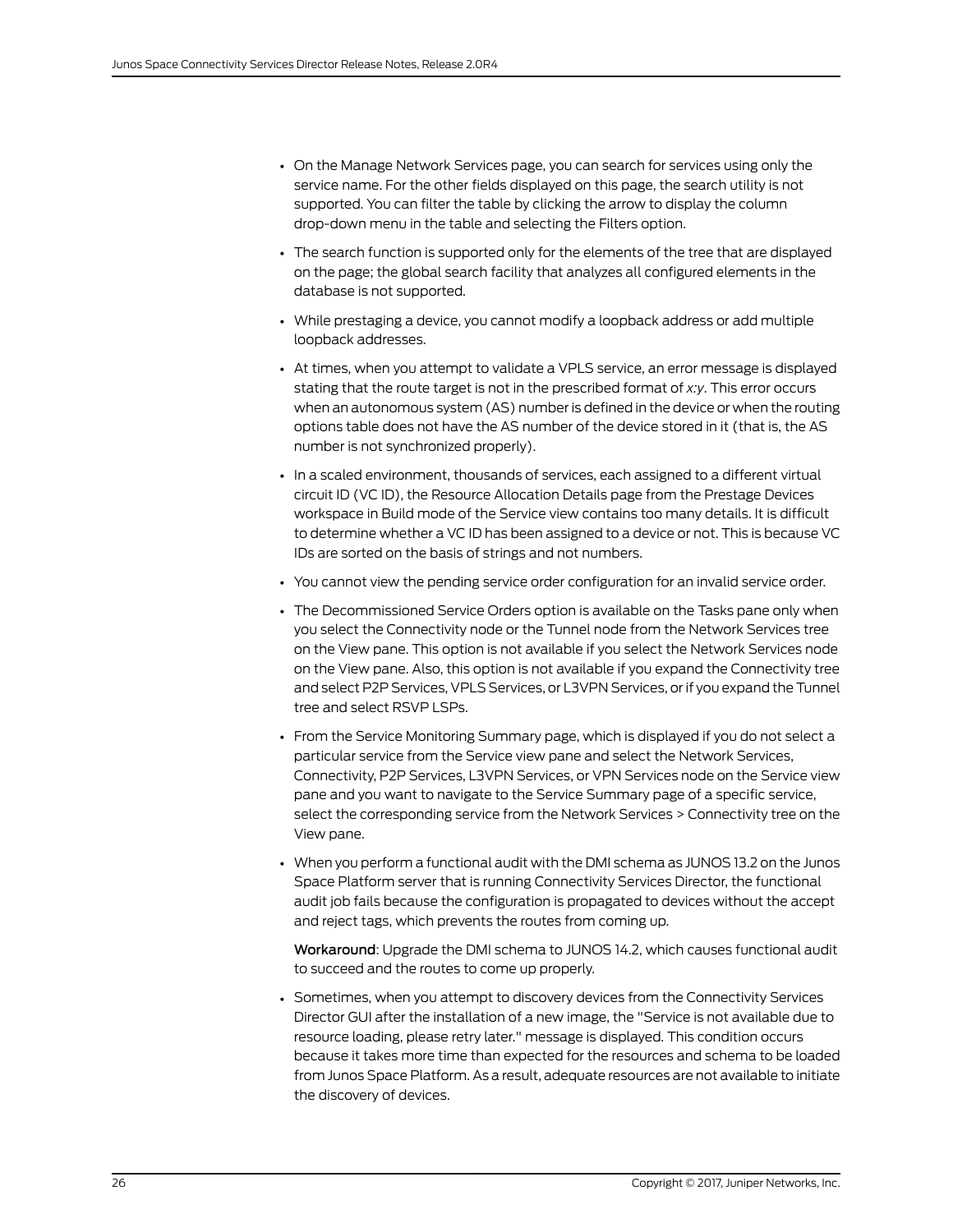- On the Manage Network Services page, you can search for services using only the service name. For the other fields displayed on this page, the search utility is not supported. You can filter the table by clicking the arrow to display the column drop-down menu in the table and selecting the Filters option.
- The search function is supported only for the elements of the tree that are displayed on the page; the global search facility that analyzes all configured elements in the database is not supported.
- While prestaging a device, you cannot modify a loopback address or add multiple loopback addresses.
- At times, when you attempt to validate a VPLS service, an error message is displayed stating that the route target is not in the prescribed format of *x:y*. This error occurs when an autonomous system (AS) number is defined in the device or when the routing options table does not have the AS number of the device stored in it (that is, the AS number is not synchronized properly).
- In a scaled environment, thousands of services, each assigned to a different virtual circuit ID (VC ID), the Resource Allocation Details page from the Prestage Devices workspace in Build mode of the Service view contains too many details. It is difficult to determine whether a VC ID has been assigned to a device or not. This is because VC IDs are sorted on the basis of strings and not numbers.
- You cannot view the pending service order configuration for an invalid service order.
- The Decommissioned Service Orders option is available on the Tasks pane only when you select the Connectivity node or the Tunnel node from the Network Services tree on the View pane. This option is not available if you select the Network Services node on the View pane. Also, this option is not available if you expand the Connectivity tree and select P2P Services, VPLS Services, or L3VPN Services, or if you expand the Tunnel tree and select RSVP LSPs.
- From the Service Monitoring Summary page, which is displayed if you do not select a particular service from the Service view pane and select the Network Services, Connectivity, P2P Services, L3VPN Services, or VPN Services node on the Service view pane and you want to navigate to the Service Summary page of a specific service, select the corresponding service from the Network Services > Connectivity tree on the View pane.
- When you perform a functional audit with the DMI schema as JUNOS 13.2 on the Junos Space Platform server that is running Connectivity Services Director, the functional audit job fails because the configuration is propagated to devices without the accept and reject tags, which prevents the routes from coming up.

  **Workaround**: Upgrade the DMI schema to JUNOS 14.2, which causes functional audit to succeed and the routes to come up properly.
- Sometimes, when you attempt to discovery devices from the Connectivity Services Director GUI after the installation of a new image, the "Service is not available due to resource loading, please retry later." message is displayed. This condition occurs because it takes more time than expected for the resources and schema to be loaded from Junos Space Platform. As a result, adequate resources are not available to initiate the discovery of devices.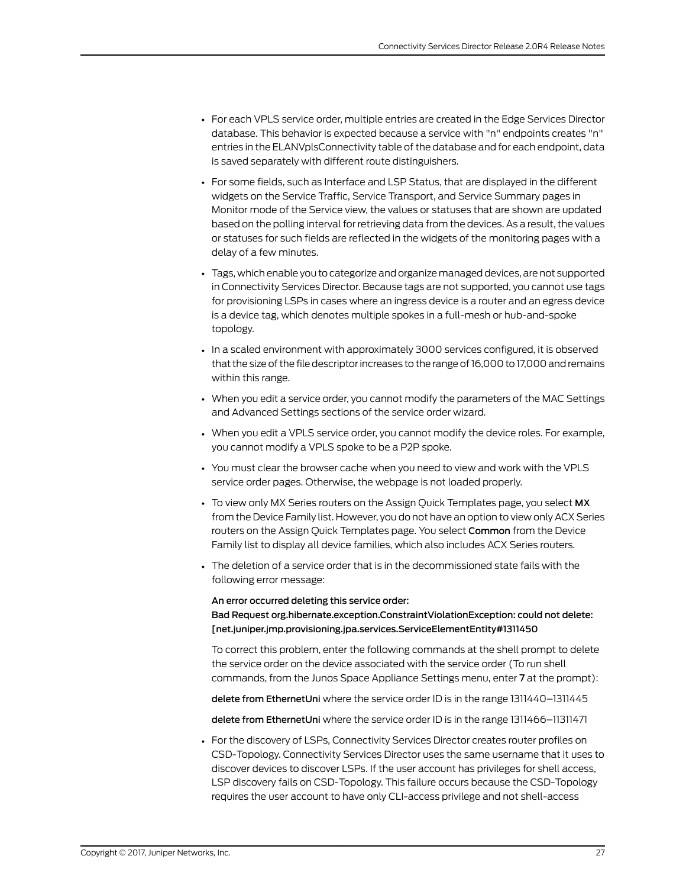- For each VPLS service order, multiple entries are created in the Edge Services Director database. This behavior is expected because a service with "n" endpoints creates "n" entries in the ELANVplsConnectivity table of the database and for each endpoint, data is saved separately with different route distinguishers.
- For some fields, such as Interface and LSP Status, that are displayed in the different widgets on the Service Traffic, Service Transport, and Service Summary pages in Monitor mode of the Service view, the values or statuses that are shown are updated based on the polling interval for retrieving data from the devices. As a result, the values or statuses for such fields are reflected in the widgets of the monitoring pages with a delay of a few minutes.
- Tags, which enable you to categorize and organize managed devices, are not supported in Connectivity Services Director. Because tags are not supported, you cannot use tags for provisioning LSPs in cases where an ingress device is a router and an egress device is a device tag, which denotes multiple spokes in a full-mesh or hub-and-spoke topology.
- In a scaled environment with approximately 3000 services configured, it is observed that the size of the file descriptor increases to the range of 16,000 to 17,000 and remains within this range.
- When you edit a service order, you cannot modify the parameters of the MAC Settings and Advanced Settings sections of the service order wizard.
- When you edit a VPLS service order, you cannot modify the device roles. For example, you cannot modify a VPLS spoke to be a P2P spoke.
- You must clear the browser cache when you need to view and work with the VPLS service order pages. Otherwise, the webpage is not loaded properly.
- To view only MX Series routers on the Assign Quick Templates page, you select **MX** from the Device Family list. However, you do not have an option to view only ACX Series routers on the Assign Quick Templates page. You select **Common** from the Device Family list to display all device families, which also includes ACX Series routers.
- The deletion of a service order that is in the decommissioned state fails with the following error message:

  **An error occurred deleting this service order:**
  **Bad Request org.hibernate.exception.ConstraintViolationException: could not delete: [net.juniper.jmp.provisioning.jpa.services.ServiceElementEntity#1311450**

  To correct this problem, enter the following commands at the shell prompt to delete the service order on the device associated with the service order (To run shell commands, from the Junos Space Appliance Settings menu, enter **7** at the prompt):

  **delete from EthernetUni** where the service order ID is in the range 1311440–1311445

  **delete from EthernetUni** where the service order ID is in the range 1311466–11311471

- For the discovery of LSPs, Connectivity Services Director creates router profiles on CSD-Topology. Connectivity Services Director uses the same username that it uses to discover devices to discover LSPs. If the user account has privileges for shell access, LSP discovery fails on CSD-Topology. This failure occurs because the CSD-Topology requires the user account to have only CLI-access privilege and not shell-access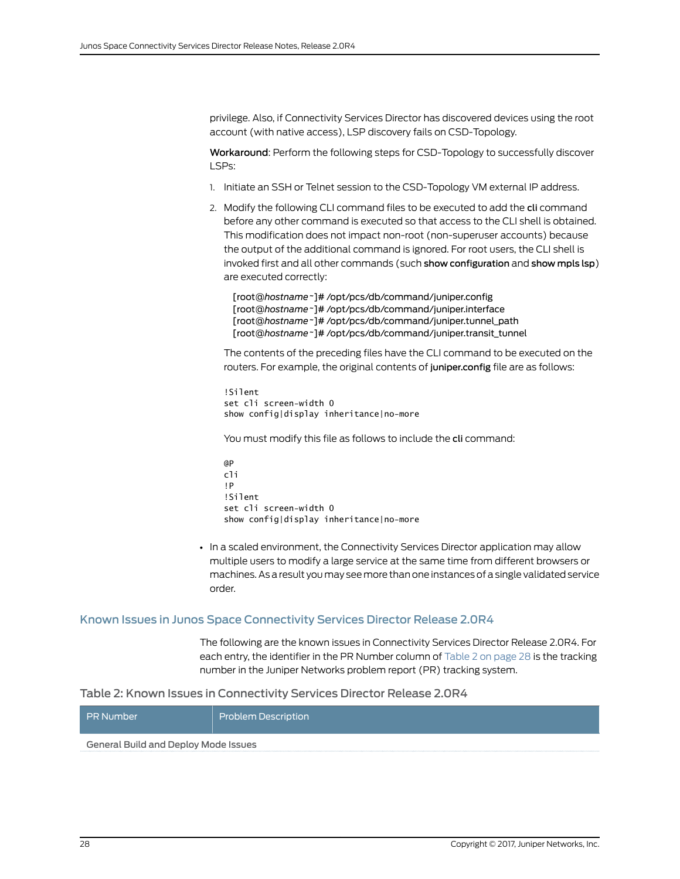privilege. Also, if Connectivity Services Director has discovered devices using the root account (with native access), LSP discovery fails on CSD-Topology.

**Workaround**: Perform the following steps for CSD-Topology to successfully discover LSPs:

1. Initiate an SSH or Telnet session to the CSD-Topology VM external IP address.
2. Modify the following CLI command files to be executed to add the **cli** command before any other command is executed so that access to the CLI shell is obtained. This modification does not impact non-root (non-superuser accounts) because the output of the additional command is ignored. For root users, the CLI shell is invoked first and all other commands (such **show configuration** and **show mpls lsp**) are executed correctly:

   [root@*hostname* ~]# /opt/pcs/db/command/juniper.config
   [root@*hostname* ~]# /opt/pcs/db/command/juniper.interface
   [root@*hostname* ~]# /opt/pcs/db/command/juniper.tunnel_path
   [root@*hostname* ~]# /opt/pcs/db/command/juniper.transit_tunnel

   The contents of the preceding files have the CLI command to be executed on the routers. For example, the original contents of **juniper.config** file are as follows:

   ```
   !Silent
   set cli screen-width 0
   show config|display inheritance|no-more
   ```

   You must modify this file as follows to include the **cli** command:

   ```
   @P
   cli
   !P
   !Silent
   set cli screen-width 0
   show config|display inheritance|no-more
   ```

- In a scaled environment, the Connectivity Services Director application may allow multiple users to modify a large service at the same time from different browsers or machines. As a result you may see more than one instances of a single validated service order.

## Known Issues in Junos Space Connectivity Services Director Release 2.0R4

The following are the known issues in Connectivity Services Director Release 2.0R4. For each entry, the identifier in the PR Number column of Table 2 on page 28 is the tracking number in the Juniper Networks problem report (PR) tracking system.

Table 2: Known Issues in Connectivity Services Director Release 2.0R4

| PR Number | Problem Description |
|---|---|
| General Build and Deploy Mode Issues | |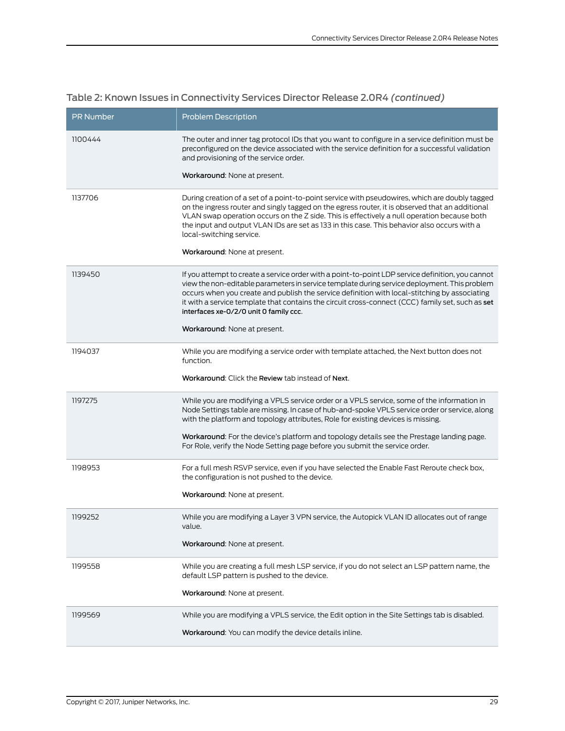### Table 2: Known Issues in Connectivity Services Director Release 2.0R4 *(continued)*

| PR Number | Problem Description |
|---|---|
| 1100444 | The outer and inner tag protocol IDs that you want to configure in a service definition must be preconfigured on the device associated with the service definition for a successful validation and provisioning of the service order.<br><br>**Workaround**: None at present. |
| 1137706 | During creation of a set of a point-to-point service with pseudowires, which are doubly tagged on the ingress router and singly tagged on the egress router, it is observed that an additional VLAN swap operation occurs on the Z side. This is effectively a null operation because both the input and output VLAN IDs are set as 133 in this case. This behavior also occurs with a local-switching service.<br><br>**Workaround**: None at present. |
| 1139450 | If you attempt to create a service order with a point-to-point LDP service definition, you cannot view the non-editable parameters in service template during service deployment. This problem occurs when you create and publish the service definition with local-stitching by associating it with a service template that contains the circuit cross-connect (CCC) family set, such as **set interfaces xe-0/2/0 unit 0 family ccc**.<br><br>**Workaround**: None at present. |
| 1194037 | While you are modifying a service order with template attached, the Next button does not function.<br><br>**Workaround**: Click the **Review** tab instead of **Next**. |
| 1197275 | While you are modifying a VPLS service order or a VPLS service, some of the information in Node Settings table are missing. In case of hub-and-spoke VPLS service order or service, along with the platform and topology attributes, Role for existing devices is missing.<br><br>**Workaround**: For the device's platform and topology details see the Prestage landing page. For Role, verify the Node Setting page before you submit the service order. |
| 1198953 | For a full mesh RSVP service, even if you have selected the Enable Fast Reroute check box, the configuration is not pushed to the device.<br><br>**Workaround**: None at present. |
| 1199252 | While you are modifying a Layer 3 VPN service, the Autopick VLAN ID allocates out of range value.<br><br>**Workaround**: None at present. |
| 1199558 | While you are creating a full mesh LSP service, if you do not select an LSP pattern name, the default LSP pattern is pushed to the device.<br><br>**Workaround**: None at present. |
| 1199569 | While you are modifying a VPLS service, the Edit option in the Site Settings tab is disabled.<br><br>**Workaround**: You can modify the device details inline. |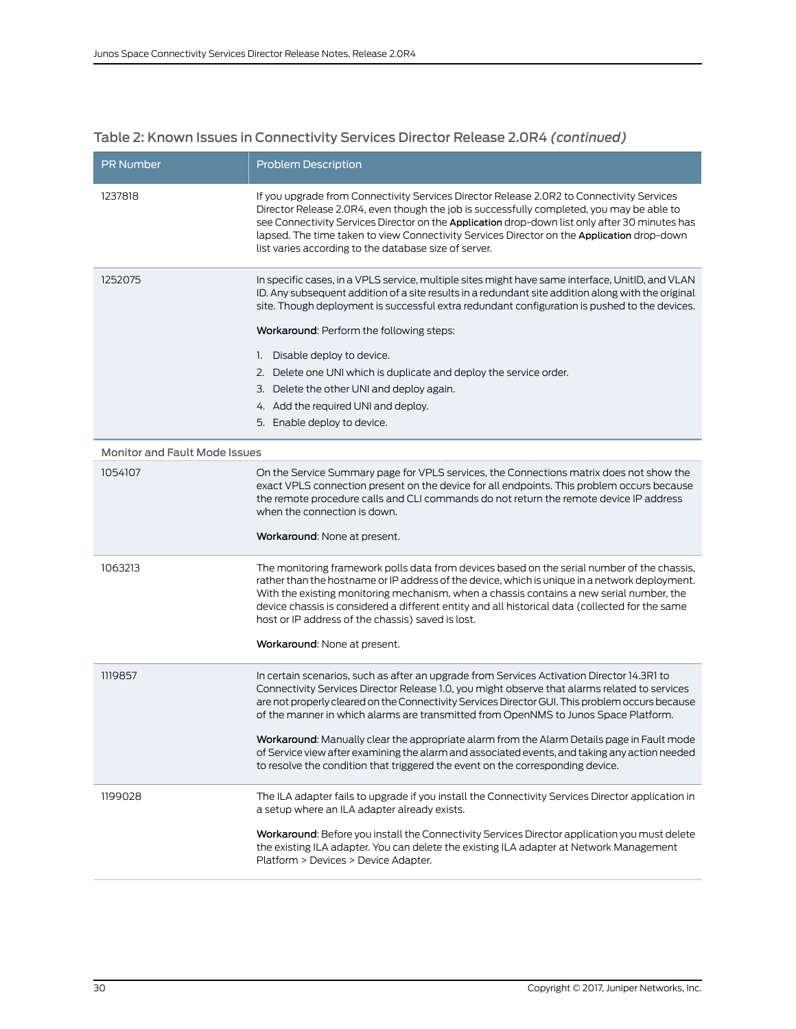Table 2: Known Issues in Connectivity Services Director Release 2.0R4 *(continued)*

| PR Number | Problem Description |
| --- | --- |
| 1237818 | If you upgrade from Connectivity Services Director Release 2.0R2 to Connectivity Services Director Release 2.0R4, even though the job is successfully completed, you may be able to see Connectivity Services Director on the **Application** drop-down list only after 30 minutes has lapsed. The time taken to view Connectivity Services Director on the **Application** drop-down list varies according to the database size of server. |
| 1252075 | In specific cases, in a VPLS service, multiple sites might have same interface, UnitID, and VLAN ID. Any subsequent addition of a site results in a redundant site addition along with the original site. Though deployment is successful extra redundant configuration is pushed to the devices.<br><br>**Workaround**: Perform the following steps:<br><br>1. Disable deploy to device.<br>2. Delete one UNI which is duplicate and deploy the service order.<br>3. Delete the other UNI and deploy again.<br>4. Add the required UNI and deploy.<br>5. Enable deploy to device. |
| Monitor and Fault Mode Issues | |
| 1054107 | On the Service Summary page for VPLS services, the Connections matrix does not show the exact VPLS connection present on the device for all endpoints. This problem occurs because the remote procedure calls and CLI commands do not return the remote device IP address when the connection is down.<br><br>**Workaround**: None at present. |
| 1063213 | The monitoring framework polls data from devices based on the serial number of the chassis, rather than the hostname or IP address of the device, which is unique in a network deployment. With the existing monitoring mechanism, when a chassis contains a new serial number, the device chassis is considered a different entity and all historical data (collected for the same host or IP address of the chassis) saved is lost.<br><br>**Workaround**: None at present. |
| 1119857 | In certain scenarios, such as after an upgrade from Services Activation Director 14.3R1 to Connectivity Services Director Release 1.0, you might observe that alarms related to services are not properly cleared on the Connectivity Services Director GUI. This problem occurs because of the manner in which alarms are transmitted from OpenNMS to Junos Space Platform.<br><br>**Workaround**: Manually clear the appropriate alarm from the Alarm Details page in Fault mode of Service view after examining the alarm and associated events, and taking any action needed to resolve the condition that triggered the event on the corresponding device. |
| 1199028 | The ILA adapter fails to upgrade if you install the Connectivity Services Director application in a setup where an ILA adapter already exists.<br><br>**Workaround**: Before you install the Connectivity Services Director application you must delete the existing ILA adapter. You can delete the existing ILA adapter at Network Management Platform > Devices > Device Adapter. |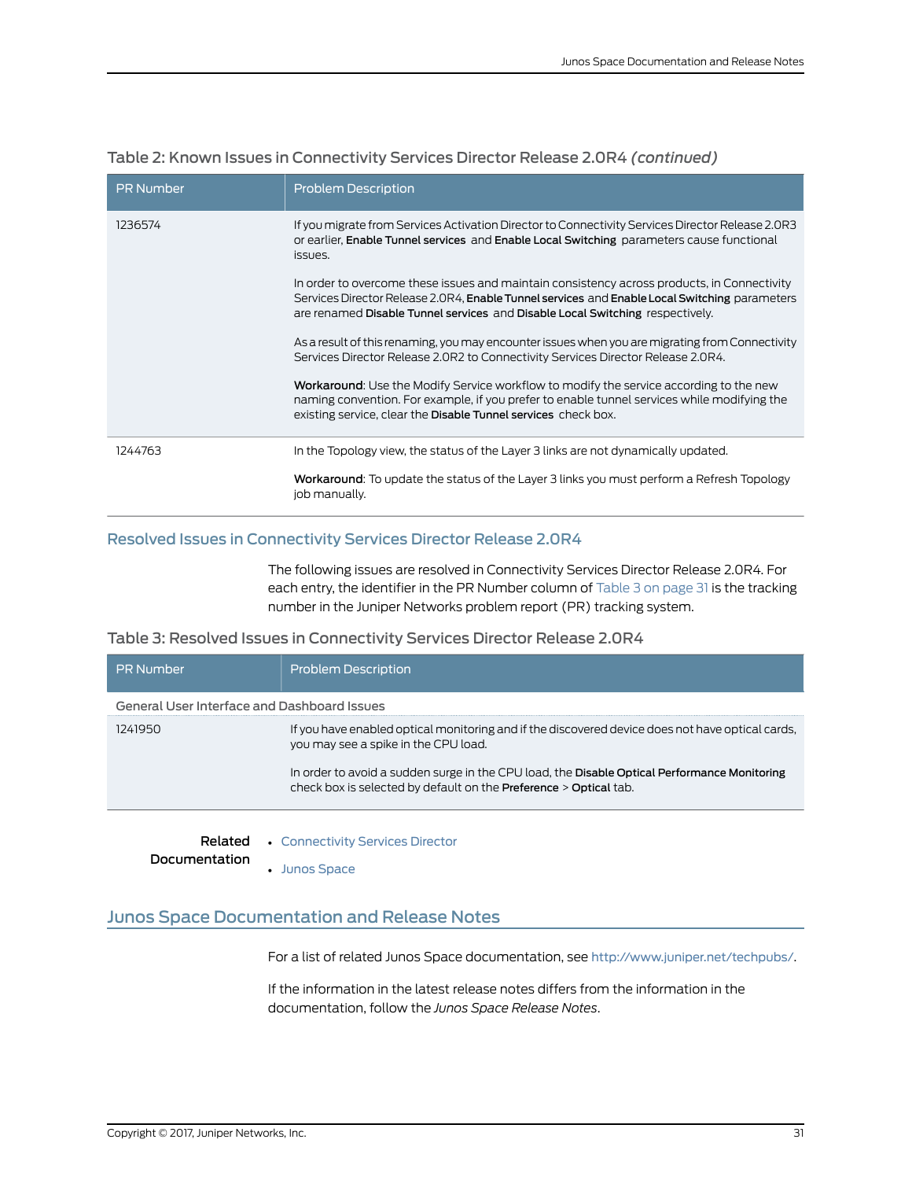Table 2: Known Issues in Connectivity Services Director Release 2.0R4 *(continued)*

| PR Number | Problem Description |
| --- | --- |
| 1236574 | If you migrate from Services Activation Director to Connectivity Services Director Release 2.0R3 or earlier, **Enable Tunnel services** and **Enable Local Switching** parameters cause functional issues.<br><br>In order to overcome these issues and maintain consistency across products, in Connectivity Services Director Release 2.0R4, **Enable Tunnel services** and **Enable Local Switching** parameters are renamed **Disable Tunnel services** and **Disable Local Switching** respectively.<br><br>As a result of this renaming, you may encounter issues when you are migrating from Connectivity Services Director Release 2.0R2 to Connectivity Services Director Release 2.0R4.<br><br>**Workaround**: Use the Modify Service workflow to modify the service according to the new naming convention. For example, if you prefer to enable tunnel services while modifying the existing service, clear the **Disable Tunnel services** check box. |
| 1244763 | In the Topology view, the status of the Layer 3 links are not dynamically updated.<br><br>**Workaround**: To update the status of the Layer 3 links you must perform a Refresh Topology job manually. |

## Resolved Issues in Connectivity Services Director Release 2.0R4

The following issues are resolved in Connectivity Services Director Release 2.0R4. For each entry, the identifier in the PR Number column of Table 3 on page 31 is the tracking number in the Juniper Networks problem report (PR) tracking system.

Table 3: Resolved Issues in Connectivity Services Director Release 2.0R4

| PR Number | Problem Description |
| --- | --- |
| General User Interface and Dashboard Issues | |
| 1241950 | If you have enabled optical monitoring and if the discovered device does not have optical cards, you may see a spike in the CPU load.<br><br>In order to avoid a sudden surge in the CPU load, the **Disable Optical Performance Monitoring** check box is selected by default on the **Preference** > **Optical** tab. |

**Related Documentation**

- Connectivity Services Director
- Junos Space

## Junos Space Documentation and Release Notes

For a list of related Junos Space documentation, see http://www.juniper.net/techpubs/.

If the information in the latest release notes differs from the information in the documentation, follow the *Junos Space Release Notes*.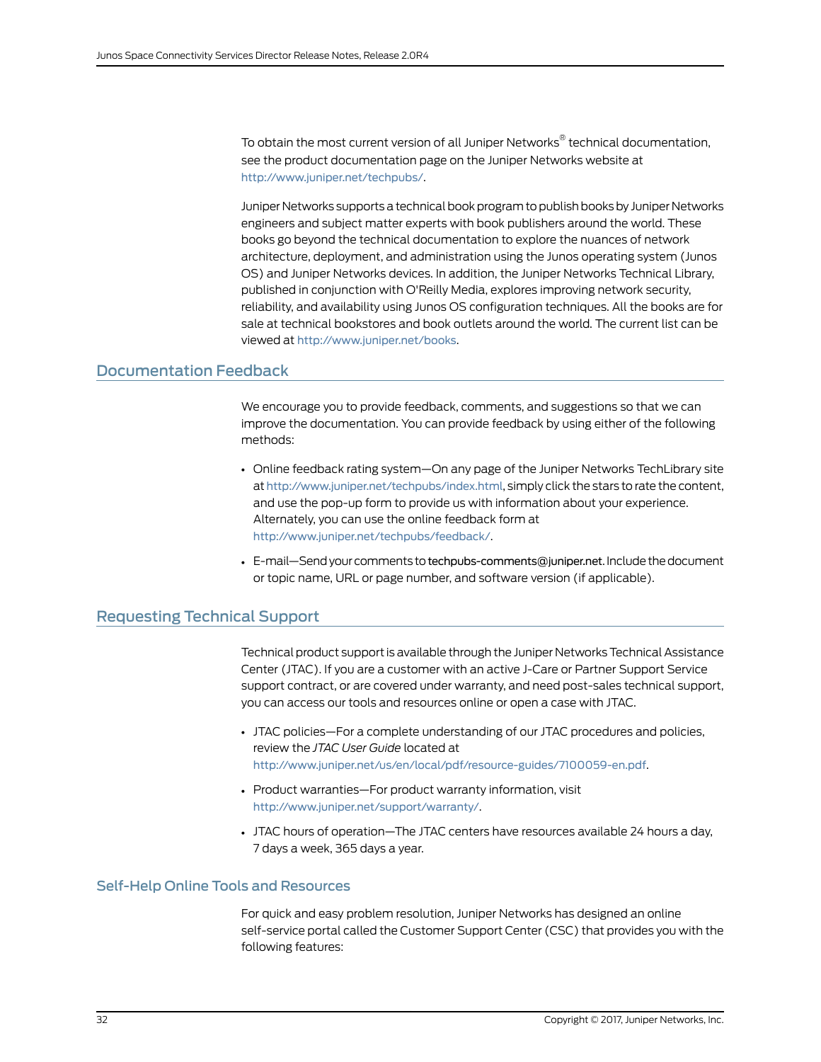To obtain the most current version of all Juniper Networks® technical documentation, see the product documentation page on the Juniper Networks website at http://www.juniper.net/techpubs/.

Juniper Networks supports a technical book program to publish books by Juniper Networks engineers and subject matter experts with book publishers around the world. These books go beyond the technical documentation to explore the nuances of network architecture, deployment, and administration using the Junos operating system (Junos OS) and Juniper Networks devices. In addition, the Juniper Networks Technical Library, published in conjunction with O'Reilly Media, explores improving network security, reliability, and availability using Junos OS configuration techniques. All the books are for sale at technical bookstores and book outlets around the world. The current list can be viewed at http://www.juniper.net/books.

## Documentation Feedback

We encourage you to provide feedback, comments, and suggestions so that we can improve the documentation. You can provide feedback by using either of the following methods:

- Online feedback rating system—On any page of the Juniper Networks TechLibrary site at http://www.juniper.net/techpubs/index.html, simply click the stars to rate the content, and use the pop-up form to provide us with information about your experience. Alternately, you can use the online feedback form at http://www.juniper.net/techpubs/feedback/.
- E-mail—Send your comments to techpubs-comments@juniper.net. Include the document or topic name, URL or page number, and software version (if applicable).

## Requesting Technical Support

Technical product support is available through the Juniper Networks Technical Assistance Center (JTAC). If you are a customer with an active J-Care or Partner Support Service support contract, or are covered under warranty, and need post-sales technical support, you can access our tools and resources online or open a case with JTAC.

- JTAC policies—For a complete understanding of our JTAC procedures and policies, review the *JTAC User Guide* located at http://www.juniper.net/us/en/local/pdf/resource-guides/7100059-en.pdf.
- Product warranties—For product warranty information, visit http://www.juniper.net/support/warranty/.
- JTAC hours of operation—The JTAC centers have resources available 24 hours a day, 7 days a week, 365 days a year.

### Self-Help Online Tools and Resources

For quick and easy problem resolution, Juniper Networks has designed an online self-service portal called the Customer Support Center (CSC) that provides you with the following features: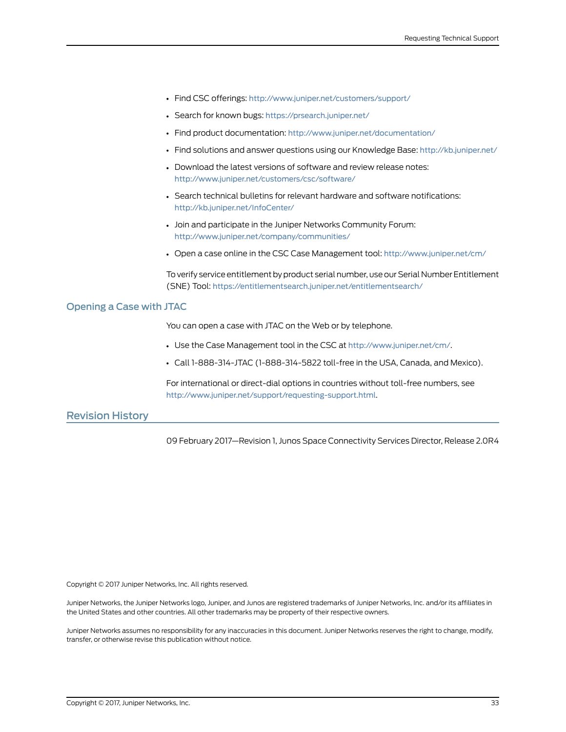- Find CSC offerings: http://www.juniper.net/customers/support/
- Search for known bugs: https://prsearch.juniper.net/
- Find product documentation: http://www.juniper.net/documentation/
- Find solutions and answer questions using our Knowledge Base: http://kb.juniper.net/
- Download the latest versions of software and review release notes: http://www.juniper.net/customers/csc/software/
- Search technical bulletins for relevant hardware and software notifications: http://kb.juniper.net/InfoCenter/
- Join and participate in the Juniper Networks Community Forum: http://www.juniper.net/company/communities/
- Open a case online in the CSC Case Management tool: http://www.juniper.net/cm/

To verify service entitlement by product serial number, use our Serial Number Entitlement (SNE) Tool: https://entitlementsearch.juniper.net/entitlementsearch/

## Opening a Case with JTAC

You can open a case with JTAC on the Web or by telephone.

- Use the Case Management tool in the CSC at http://www.juniper.net/cm/.
- Call 1-888-314-JTAC (1-888-314-5822 toll-free in the USA, Canada, and Mexico).

For international or direct-dial options in countries without toll-free numbers, see http://www.juniper.net/support/requesting-support.html.

## Revision History

09 February 2017—Revision 1, Junos Space Connectivity Services Director, Release 2.0R4

Copyright © 2017 Juniper Networks, Inc. All rights reserved.

Juniper Networks, the Juniper Networks logo, Juniper, and Junos are registered trademarks of Juniper Networks, Inc. and/or its affiliates in the United States and other countries. All other trademarks may be property of their respective owners.

Juniper Networks assumes no responsibility for any inaccuracies in this document. Juniper Networks reserves the right to change, modify, transfer, or otherwise revise this publication without notice.